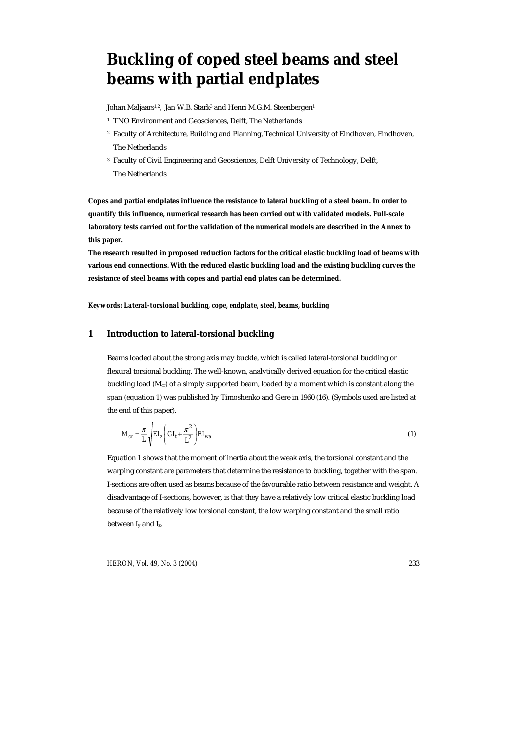# Buckling of coped steel beams and steel beams with partial endplates

Johan Maljaars[1,2], Jan W.B. Stark[3] and Henri M.G.M. Steenbergen[1]

[1] TNO Environment and Geosciences, Delft, The Netherlands

[2] Faculty of Architecture, Building and Planning, Technical University of Eindhoven, Eindhoven, The Netherlands

[3] Faculty of Civil Engineering and Geosciences, Delft University of Technology, Delft, The Netherlands

**Copes and partial endplates influence the resistance to lateral buckling of a steel beam. In order to quantify this influence, numerical research has been carried out with validated models. Full-scale laboratory tests carried out for the validation of the numerical models are described in the Annex to this paper.**

**The research resulted in proposed reduction factors for the critical elastic buckling load of beams with various end connections. With the reduced elastic buckling load and the existing buckling curves the resistance of steel beams with copes and partial end plates can be determined.**

***Keywords: Lateral-torsional buckling, cope, endplate, steel, beams, buckling***

## 1 Introduction to lateral-torsional buckling

Beams loaded about the strong axis may buckle, which is called lateral-torsional buckling or flexural torsional buckling. The well-known, analytically derived equation for the critical elastic buckling load ($M_{cr}$) of a simply supported beam, loaded by a moment which is constant along the span (equation 1) was published by Timoshenko and Gere in 1960 (16). (Symbols used are listed at the end of this paper).

$$M_{cr} = \frac{\pi}{L}\sqrt{EI_z\left(GI_t + \frac{\pi^2}{L^2}\right)EI_{wa}} \tag{1}$$

Equation 1 shows that the moment of inertia about the weak axis, the torsional constant and the warping constant are parameters that determine the resistance to buckling, together with the span. I-sections are often used as beams because of the favourable ratio between resistance and weight. A disadvantage of I-sections, however, is that they have a relatively low critical elastic buckling load because of the relatively low torsional constant, the low warping constant and the small ratio between $I_y$ and $I_z$.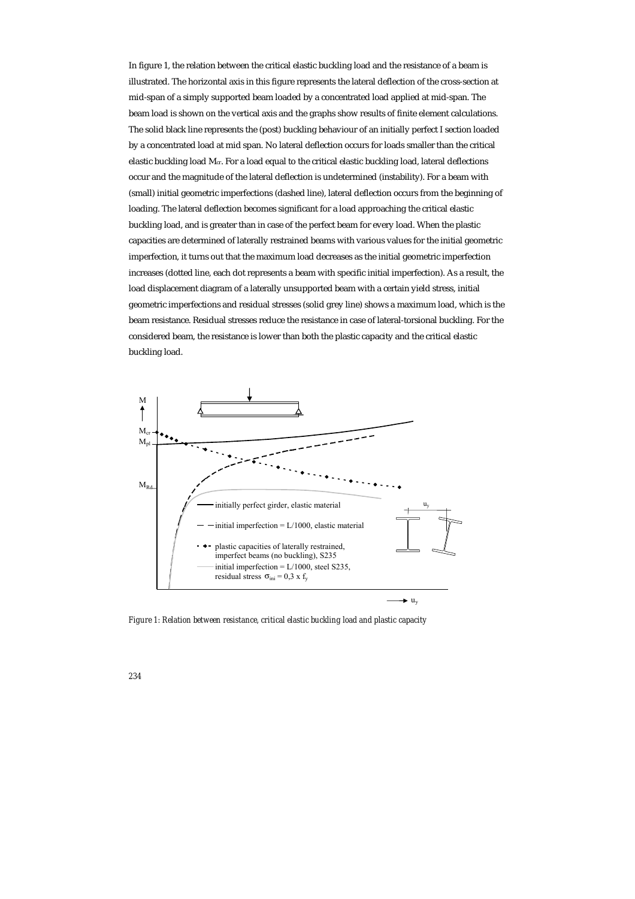In figure 1, the relation between the critical elastic buckling load and the resistance of a beam is illustrated. The horizontal axis in this figure represents the lateral deflection of the cross-section at mid-span of a simply supported beam loaded by a concentrated load applied at mid-span. The beam load is shown on the vertical axis and the graphs show results of finite element calculations. The solid black line represents the (post) buckling behaviour of an initially perfect I section loaded by a concentrated load at mid span. No lateral deflection occurs for loads smaller than the critical elastic buckling load $M_{cr}$. For a load equal to the critical elastic buckling load, lateral deflections occur and the magnitude of the lateral deflection is undetermined (instability). For a beam with (small) initial geometric imperfections (dashed line), lateral deflection occurs from the beginning of loading. The lateral deflection becomes significant for a load approaching the critical elastic buckling load, and is greater than in case of the perfect beam for every load. When the plastic capacities are determined of laterally restrained beams with various values for the initial geometric imperfection, it turns out that the maximum load decreases as the initial geometric imperfection increases (dotted line, each dot represents a beam with specific initial imperfection). As a result, the load displacement diagram of a laterally unsupported beam with a certain yield stress, initial geometric imperfections and residual stresses (solid grey line) shows a maximum load, which is the beam resistance. Residual stresses reduce the resistance in case of lateral-torsional buckling. For the considered beam, the resistance is lower than both the plastic capacity and the critical elastic buckling load.

*Figure 1: Relation between resistance, critical elastic buckling load and plastic capacity*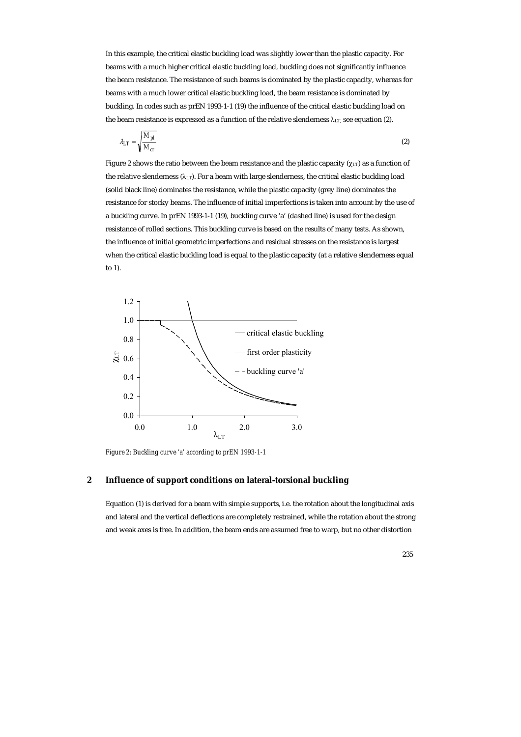In this example, the critical elastic buckling load was slightly lower than the plastic capacity. For beams with a much higher critical elastic buckling load, buckling does not significantly influence the beam resistance. The resistance of such beams is dominated by the plastic capacity, whereas for beams with a much lower critical elastic buckling load, the beam resistance is dominated by buckling. In codes such as prEN 1993-1-1 (19) the influence of the critical elastic buckling load on the beam resistance is expressed as a function of the relative slenderness $\lambda_{LT,}$ see equation (2).

$$\lambda_{LT} = \sqrt{\frac{M_{pl}}{M_{cr}}} \tag{2}$$

Figure 2 shows the ratio between the beam resistance and the plastic capacity ($\chi_{LT}$) as a function of the relative slenderness ($\lambda_{LT}$). For a beam with large slenderness, the critical elastic buckling load (solid black line) dominates the resistance, while the plastic capacity (grey line) dominates the resistance for stocky beams. The influence of initial imperfections is taken into account by the use of a buckling curve. In prEN 1993-1-1 (19), buckling curve 'a' (dashed line) is used for the design resistance of rolled sections. This buckling curve is based on the results of many tests. As shown, the influence of initial geometric imperfections and residual stresses on the resistance is largest when the critical elastic buckling load is equal to the plastic capacity (at a relative slenderness equal to 1).

*Figure 2: Buckling curve 'a' according to prEN 1993-1-1*

## 2 Influence of support conditions on lateral-torsional buckling

Equation (1) is derived for a beam with simple supports, i.e. the rotation about the longitudinal axis and lateral and the vertical deflections are completely restrained, while the rotation about the strong and weak axes is free. In addition, the beam ends are assumed free to warp, but no other distortion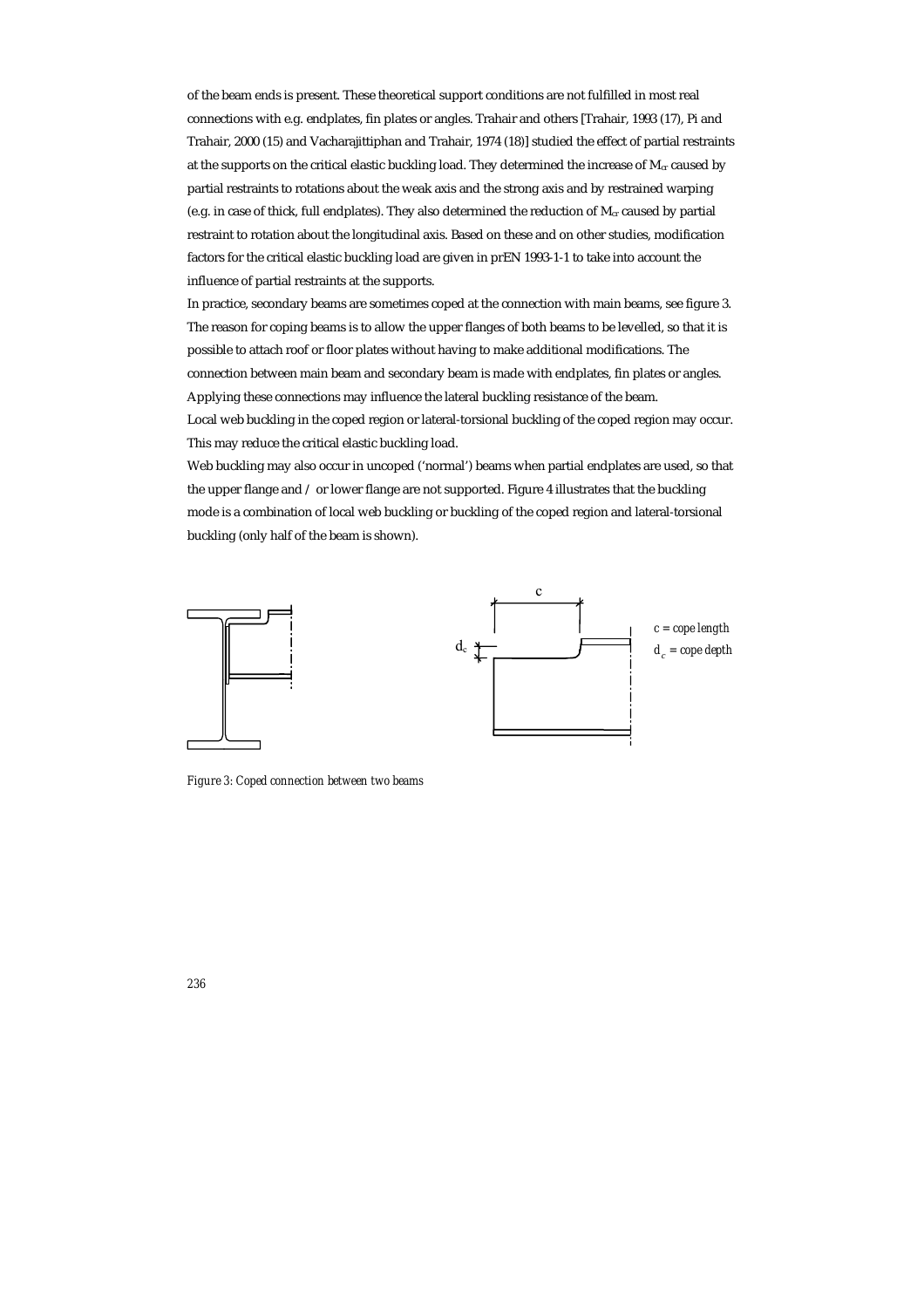of the beam ends is present. These theoretical support conditions are not fulfilled in most real connections with e.g. endplates, fin plates or angles. Trahair and others [Trahair, 1993 (17), Pi and Trahair, 2000 (15) and Vacharajittiphan and Trahair, 1974 (18)] studied the effect of partial restraints at the supports on the critical elastic buckling load. They determined the increase of $M_{cr}$ caused by partial restraints to rotations about the weak axis and the strong axis and by restrained warping (e.g. in case of thick, full endplates). They also determined the reduction of $M_{cr}$ caused by partial restraint to rotation about the longitudinal axis. Based on these and on other studies, modification factors for the critical elastic buckling load are given in prEN 1993-1-1 to take into account the influence of partial restraints at the supports.

In practice, secondary beams are sometimes coped at the connection with main beams, see figure 3. The reason for coping beams is to allow the upper flanges of both beams to be levelled, so that it is possible to attach roof or floor plates without having to make additional modifications. The connection between main beam and secondary beam is made with endplates, fin plates or angles. Applying these connections may influence the lateral buckling resistance of the beam.

Local web buckling in the coped region or lateral-torsional buckling of the coped region may occur. This may reduce the critical elastic buckling load.

Web buckling may also occur in uncoped ('normal') beams when partial endplates are used, so that the upper flange and / or lower flange are not supported. Figure 4 illustrates that the buckling mode is a combination of local web buckling or buckling of the coped region and lateral-torsional buckling (only half of the beam is shown).

$c$ = cope length

$d_c$ = cope depth

*Figure 3: Coped connection between two beams*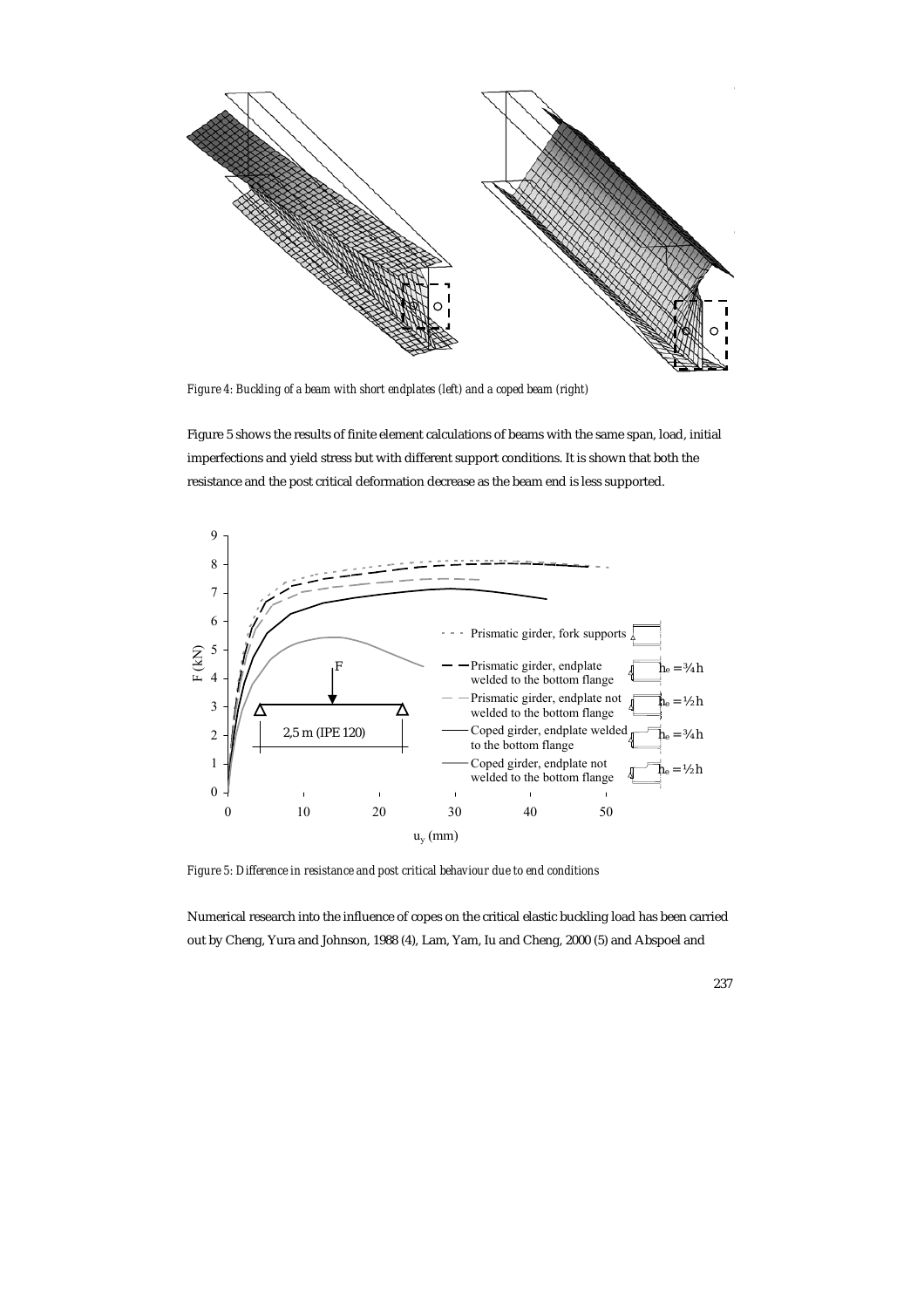*Figure 4: Buckling of a beam with short endplates (left) and a coped beam (right)*

Figure 5 shows the results of finite element calculations of beams with the same span, load, initial imperfections and yield stress but with different support conditions. It is shown that both the resistance and the post critical deformation decrease as the beam end is less supported.

*Figure 5: Difference in resistance and post critical behaviour due to end conditions*

Numerical research into the influence of copes on the critical elastic buckling load has been carried out by Cheng, Yura and Johnson, 1988 (4), Lam, Yam, Iu and Cheng, 2000 (5) and Abspoel and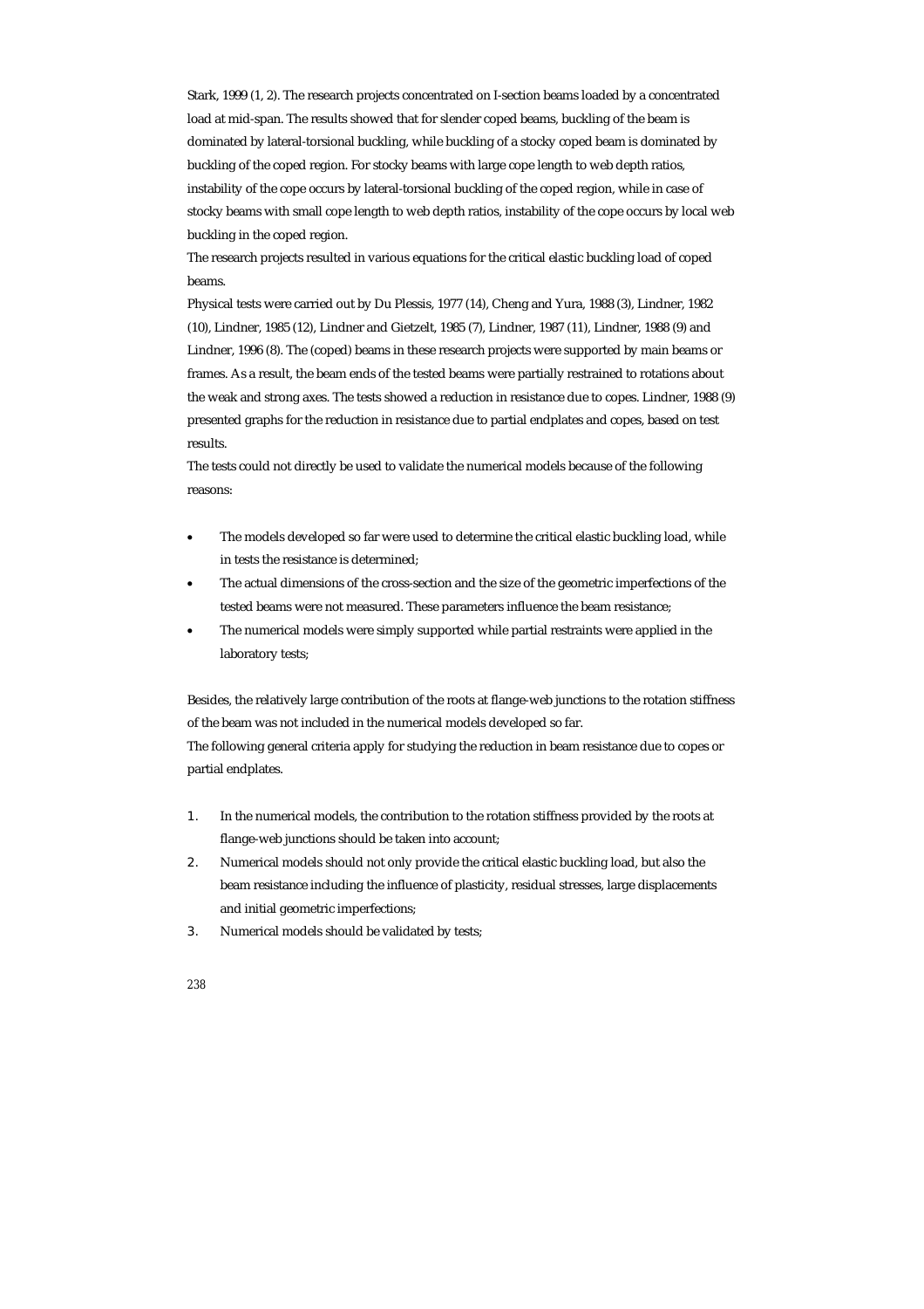Stark, 1999 (1, 2). The research projects concentrated on I-section beams loaded by a concentrated load at mid-span. The results showed that for slender coped beams, buckling of the beam is dominated by lateral-torsional buckling, while buckling of a stocky coped beam is dominated by buckling of the coped region. For stocky beams with large cope length to web depth ratios, instability of the cope occurs by lateral-torsional buckling of the coped region, while in case of stocky beams with small cope length to web depth ratios, instability of the cope occurs by local web buckling in the coped region.

The research projects resulted in various equations for the critical elastic buckling load of coped beams.

Physical tests were carried out by Du Plessis, 1977 (14), Cheng and Yura, 1988 (3), Lindner, 1982 (10), Lindner, 1985 (12), Lindner and Gietzelt, 1985 (7), Lindner, 1987 (11), Lindner, 1988 (9) and Lindner, 1996 (8). The (coped) beams in these research projects were supported by main beams or frames. As a result, the beam ends of the tested beams were partially restrained to rotations about the weak and strong axes. The tests showed a reduction in resistance due to copes. Lindner, 1988 (9) presented graphs for the reduction in resistance due to partial endplates and copes, based on test results.

The tests could not directly be used to validate the numerical models because of the following reasons:

- The models developed so far were used to determine the critical elastic buckling load, while in tests the resistance is determined;
- The actual dimensions of the cross-section and the size of the geometric imperfections of the tested beams were not measured. These parameters influence the beam resistance;
- The numerical models were simply supported while partial restraints were applied in the laboratory tests;

Besides, the relatively large contribution of the roots at flange-web junctions to the rotation stiffness of the beam was not included in the numerical models developed so far.

The following general criteria apply for studying the reduction in beam resistance due to copes or partial endplates.

1. In the numerical models, the contribution to the rotation stiffness provided by the roots at flange-web junctions should be taken into account;
2. Numerical models should not only provide the critical elastic buckling load, but also the beam resistance including the influence of plasticity, residual stresses, large displacements and initial geometric imperfections;
3. Numerical models should be validated by tests;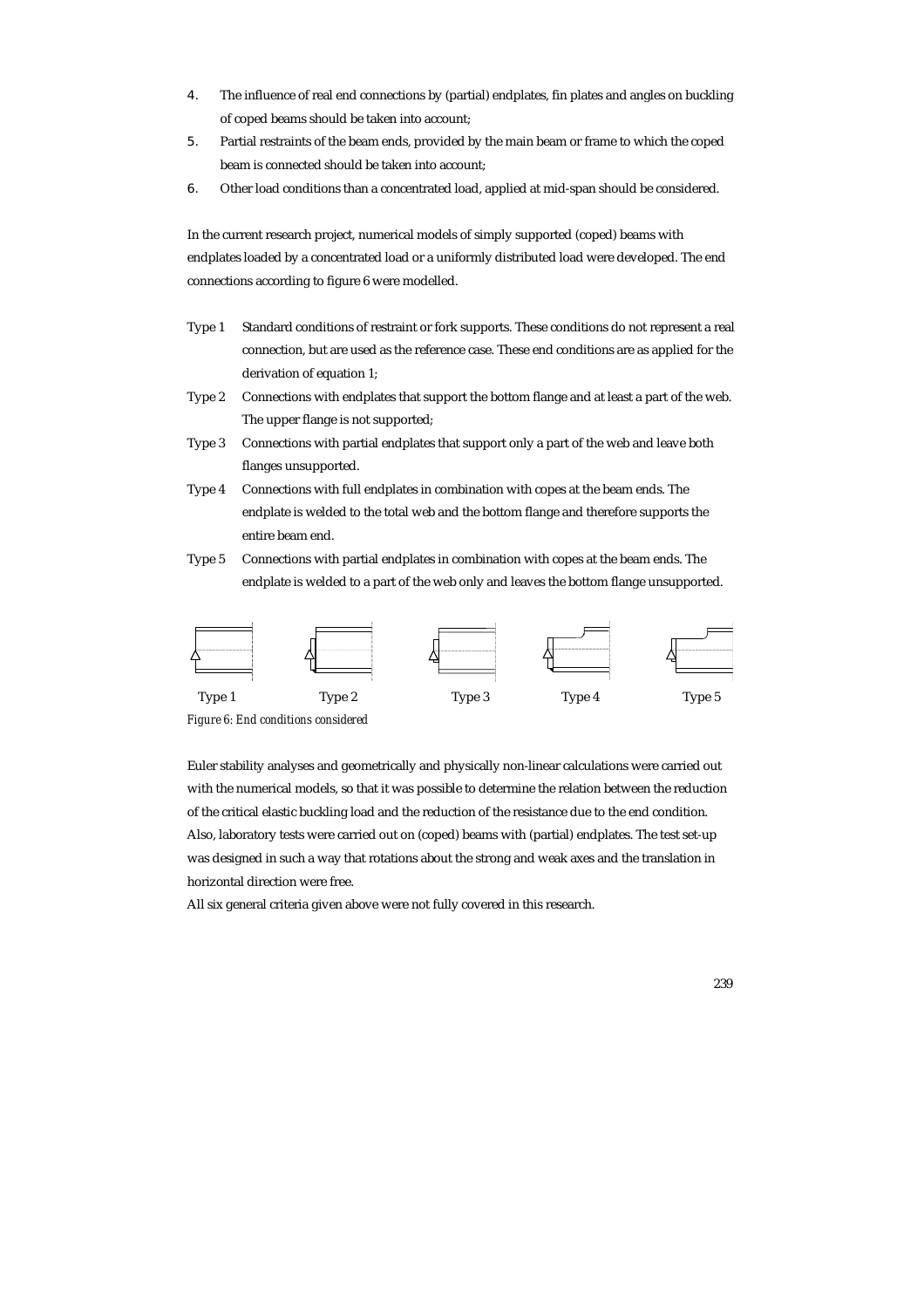4. The influence of real end connections by (partial) endplates, fin plates and angles on buckling of coped beams should be taken into account;
5. Partial restraints of the beam ends, provided by the main beam or frame to which the coped beam is connected should be taken into account;
6. Other load conditions than a concentrated load, applied at mid-span should be considered.

In the current research project, numerical models of simply supported (coped) beams with endplates loaded by a concentrated load or a uniformly distributed load were developed. The end connections according to figure 6 were modelled.

- Type 1 Standard conditions of restraint or fork supports. These conditions do not represent a real connection, but are used as the reference case. These end conditions are as applied for the derivation of equation 1;
- Type 2 Connections with endplates that support the bottom flange and at least a part of the web. The upper flange is not supported;
- Type 3 Connections with partial endplates that support only a part of the web and leave both flanges unsupported.
- Type 4 Connections with full endplates in combination with copes at the beam ends. The endplate is welded to the total web and the bottom flange and therefore supports the entire beam end.
- Type 5 Connections with partial endplates in combination with copes at the beam ends. The endplate is welded to a part of the web only and leaves the bottom flange unsupported.

Type 1 Type 2 Type 3 Type 4 Type 5

*Figure 6: End conditions considered*

Euler stability analyses and geometrically and physically non-linear calculations were carried out with the numerical models, so that it was possible to determine the relation between the reduction of the critical elastic buckling load and the reduction of the resistance due to the end condition. Also, laboratory tests were carried out on (coped) beams with (partial) endplates. The test set-up was designed in such a way that rotations about the strong and weak axes and the translation in horizontal direction were free.

All six general criteria given above were not fully covered in this research.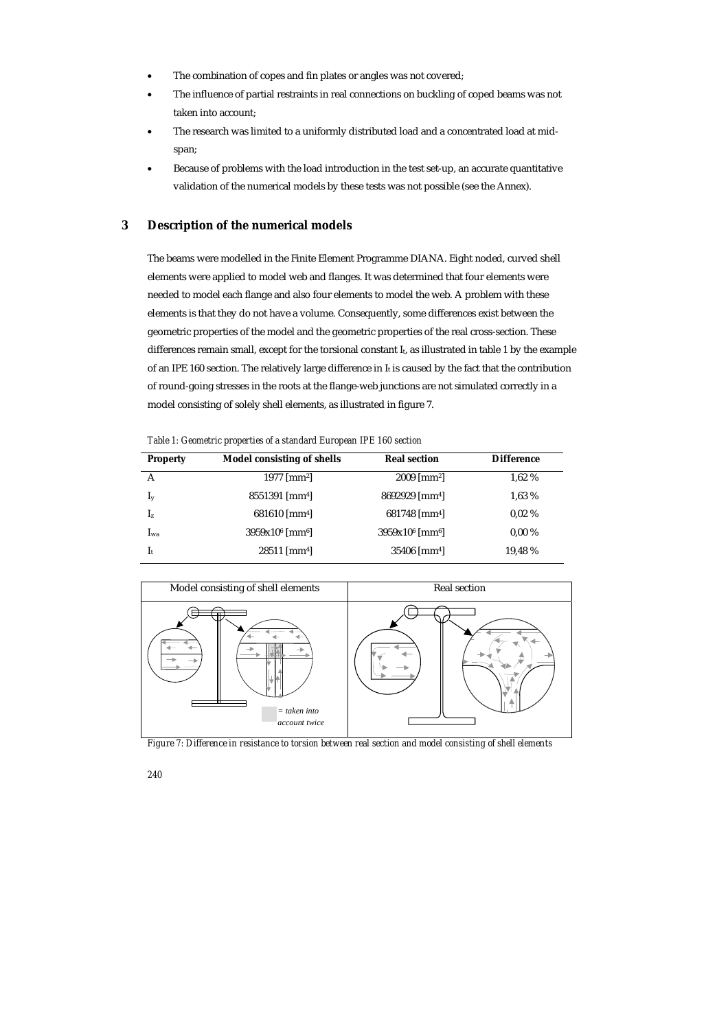- The combination of copes and fin plates or angles was not covered;
- The influence of partial restraints in real connections on buckling of coped beams was not taken into account;
- The research was limited to a uniformly distributed load and a concentrated load at mid-span;
- Because of problems with the load introduction in the test set-up, an accurate quantitative validation of the numerical models by these tests was not possible (see the Annex).

## 3 Description of the numerical models

The beams were modelled in the Finite Element Programme DIANA. Eight noded, curved shell elements were applied to model web and flanges. It was determined that four elements were needed to model each flange and also four elements to model the web. A problem with these elements is that they do not have a volume. Consequently, some differences exist between the geometric properties of the model and the geometric properties of the real cross-section. These differences remain small, except for the torsional constant $I_t$, as illustrated in table 1 by the example of an IPE 160 section. The relatively large difference in $I_t$ is caused by the fact that the contribution of round-going stresses in the roots at the flange-web junctions are not simulated correctly in a model consisting of solely shell elements, as illustrated in figure 7.

*Table 1: Geometric properties of a standard European IPE 160 section*

| Property | Model consisting of shells | Real section | Difference |
|---|---|---|---|
| A | 1977 [mm$^2$] | 2009 [mm$^2$] | 1,62 % |
| $I_y$ | 8551391 [mm$^4$] | 8692929 [mm$^4$] | 1,63 % |
| $I_z$ | 681610 [mm$^4$] | 681748 [mm$^4$] | 0,02 % |
| $I_{wa}$ | 3959x10$^6$ [mm$^6$] | 3959x10$^6$ [mm$^6$] | 0,00 % |
| $I_t$ | 28511 [mm$^4$] | 35406 [mm$^4$] | 19,48 % |

*Figure 7: Difference in resistance to torsion between real section and model consisting of shell elements*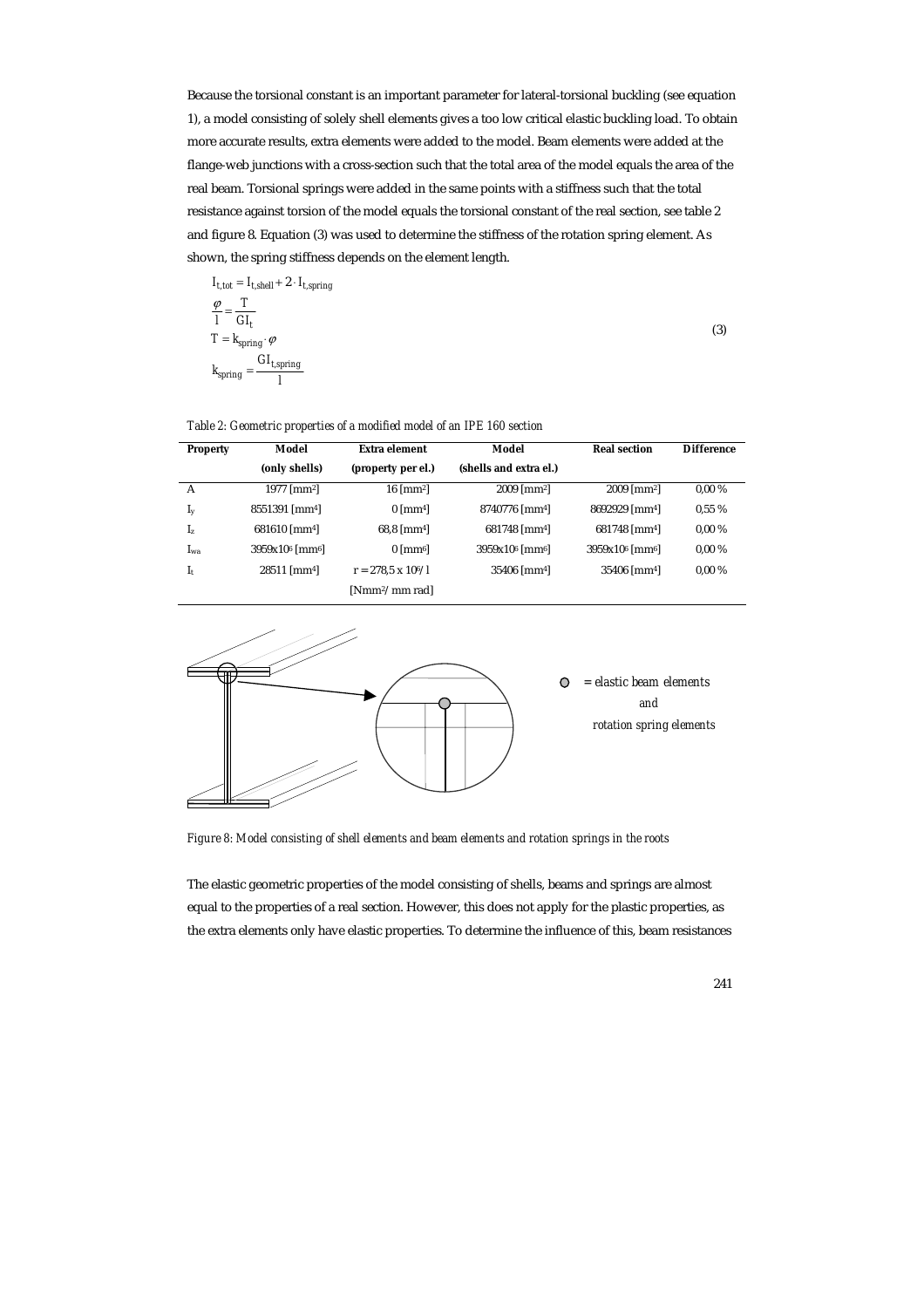Because the torsional constant is an important parameter for lateral-torsional buckling (see equation 1), a model consisting of solely shell elements gives a too low critical elastic buckling load. To obtain more accurate results, extra elements were added to the model. Beam elements were added at the flange-web junctions with a cross-section such that the total area of the model equals the area of the real beam. Torsional springs were added in the same points with a stiffness such that the total resistance against torsion of the model equals the torsional constant of the real section, see table 2 and figure 8. Equation (3) was used to determine the stiffness of the rotation spring element. As shown, the spring stiffness depends on the element length.

$$
\begin{aligned}
I_{t,tot} &= I_{t,shell} + 2 \cdot I_{t,spring} \\
\frac{\varphi}{l} &= \frac{T}{GI_t} \\
T &= k_{spring} \cdot \varphi \\
k_{spring} &= \frac{GI_{t,spring}}{l}
\end{aligned}
\tag{3}
$$

*Table 2: Geometric properties of a modified model of an IPE 160 section*

| Property | Model (only shells) | Extra element (property per el.) | Model (shells and extra el.) | Real section | Difference |
|---|---|---|---|---|---|
| $A$ | 1977 [mm$^2$] | 16 [mm$^2$] | 2009 [mm$^2$] | 2009 [mm$^2$] | 0,00 % |
| $I_y$ | 8551391 [mm$^4$] | 0 [mm$^4$] | 8740776 [mm$^4$] | 8692929 [mm$^4$] | 0,55 % |
| $I_z$ | 681610 [mm$^4$] | 68,8 [mm$^4$] | 681748 [mm$^4$] | 681748 [mm$^4$] | 0,00 % |
| $I_{wa}$ | 3959x10$^6$ [mm$^6$] | 0 [mm$^6$] | 3959x10$^6$ [mm$^6$] | 3959x10$^6$ [mm$^6$] | 0,00 % |
| $I_t$ | 28511 [mm$^4$] | $r = 278{,}5 \times 10^6 / l$ [Nmm$^2$/ mm rad] | 35406 [mm$^4$] | 35406 [mm$^4$] | 0,00 % |

*Figure 8: Model consisting of shell elements and beam elements and rotation springs in the roots*

The elastic geometric properties of the model consisting of shells, beams and springs are almost equal to the properties of a real section. However, this does not apply for the plastic properties, as the extra elements only have elastic properties. To determine the influence of this, beam resistances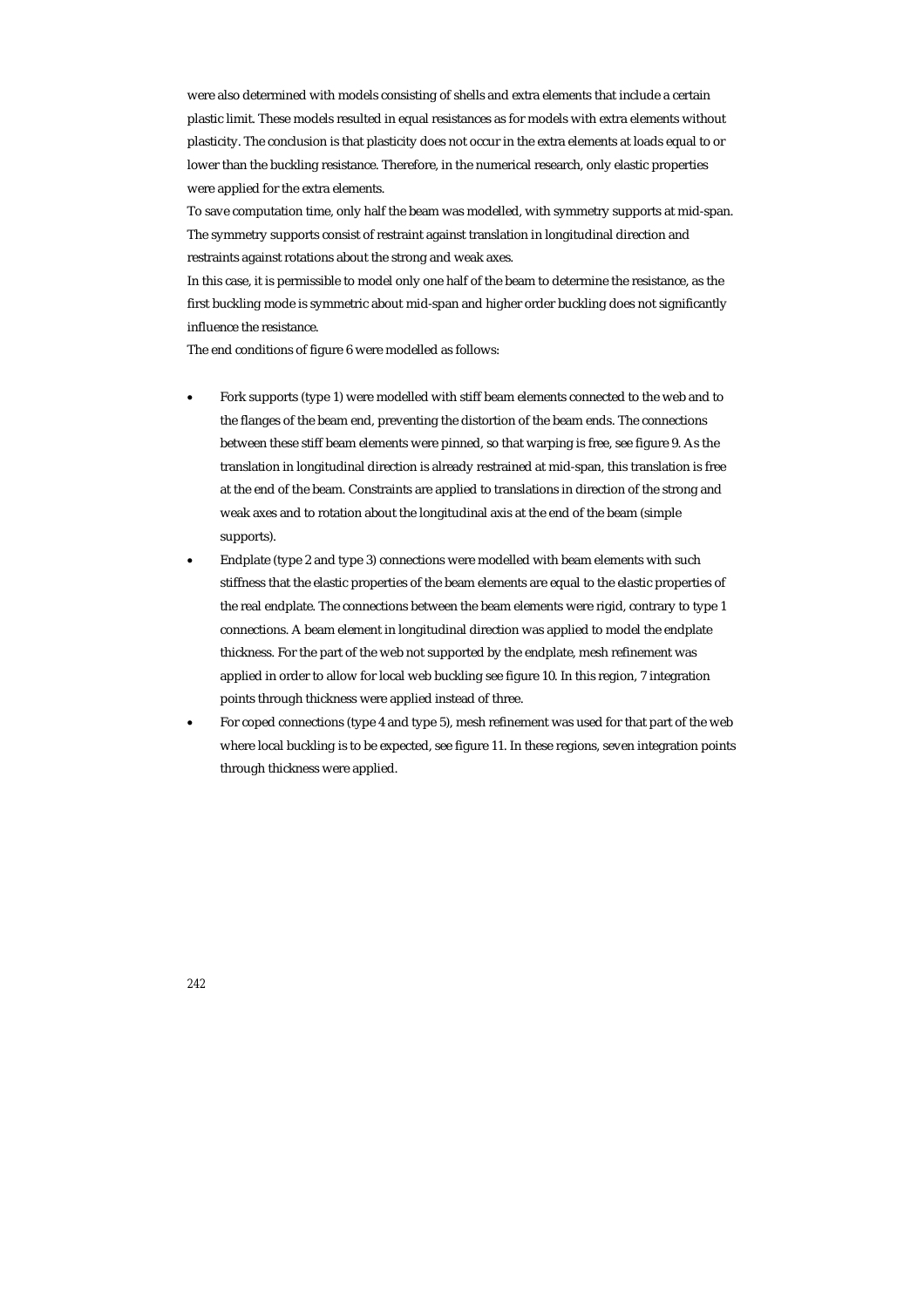were also determined with models consisting of shells and extra elements that include a certain plastic limit. These models resulted in equal resistances as for models with extra elements without plasticity. The conclusion is that plasticity does not occur in the extra elements at loads equal to or lower than the buckling resistance. Therefore, in the numerical research, only elastic properties were applied for the extra elements.

To save computation time, only half the beam was modelled, with symmetry supports at mid-span. The symmetry supports consist of restraint against translation in longitudinal direction and restraints against rotations about the strong and weak axes.

In this case, it is permissible to model only one half of the beam to determine the resistance, as the first buckling mode is symmetric about mid-span and higher order buckling does not significantly influence the resistance.

The end conditions of figure 6 were modelled as follows:

- Fork supports (type 1) were modelled with stiff beam elements connected to the web and to the flanges of the beam end, preventing the distortion of the beam ends. The connections between these stiff beam elements were pinned, so that warping is free, see figure 9. As the translation in longitudinal direction is already restrained at mid-span, this translation is free at the end of the beam. Constraints are applied to translations in direction of the strong and weak axes and to rotation about the longitudinal axis at the end of the beam (simple supports).
- Endplate (type 2 and type 3) connections were modelled with beam elements with such stiffness that the elastic properties of the beam elements are equal to the elastic properties of the real endplate. The connections between the beam elements were rigid, contrary to type 1 connections. A beam element in longitudinal direction was applied to model the endplate thickness. For the part of the web not supported by the endplate, mesh refinement was applied in order to allow for local web buckling see figure 10. In this region, 7 integration points through thickness were applied instead of three.
- For coped connections (type 4 and type 5), mesh refinement was used for that part of the web where local buckling is to be expected, see figure 11. In these regions, seven integration points through thickness were applied.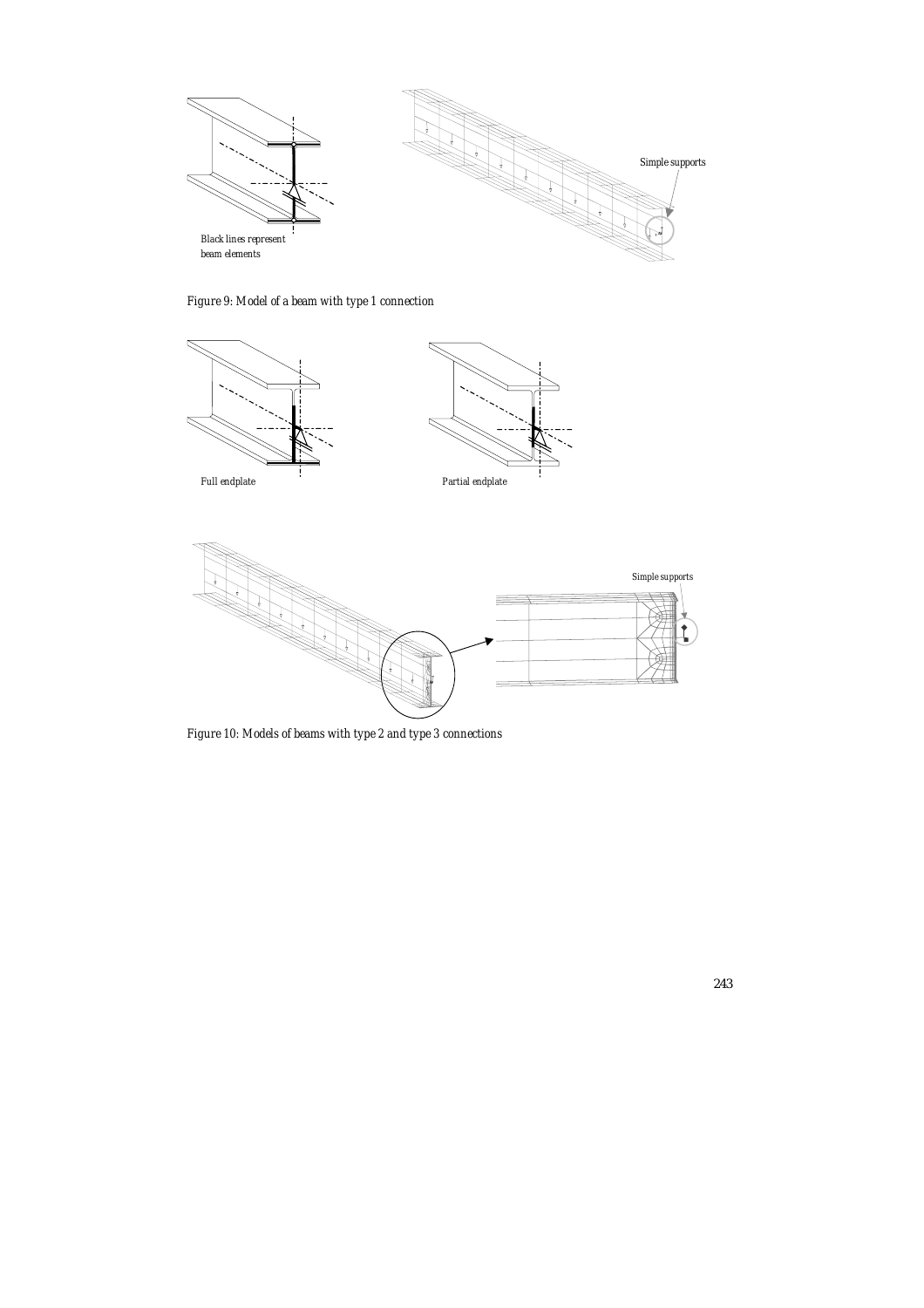Black lines represent beam elements

Simple supports

*Figure 9: Model of a beam with type 1 connection*

Full endplate

Partial endplate

Simple supports

*Figure 10: Models of beams with type 2 and type 3 connections*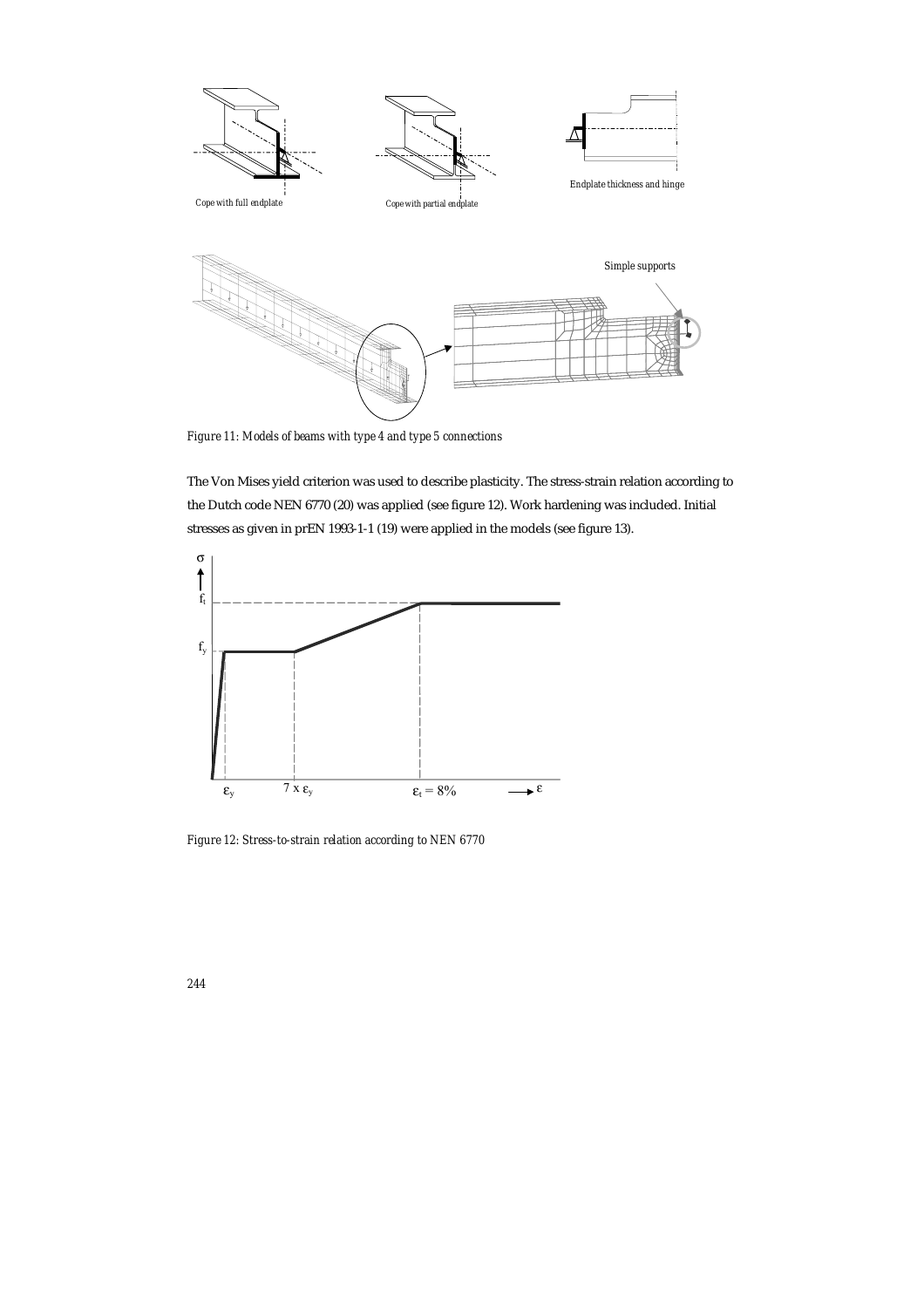*Figure 11: Models of beams with type 4 and type 5 connections*

The Von Mises yield criterion was used to describe plasticity. The stress-strain relation according to the Dutch code NEN 6770 (20) was applied (see figure 12). Work hardening was included. Initial stresses as given in prEN 1993-1-1 (19) were applied in the models (see figure 13).

*Figure 12: Stress-to-strain relation according to NEN 6770*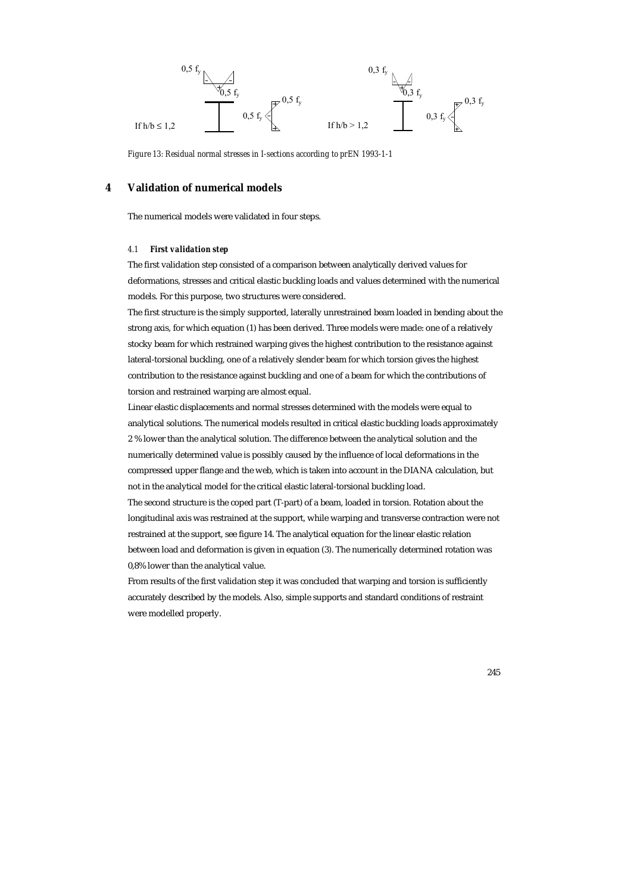If $h/b \leq 1,2$

If $h/b > 1,2$

*Figure 13: Residual normal stresses in I-sections according to prEN 1993-1-1*

# 4 Validation of numerical models

The numerical models were validated in four steps.

### 4.1 *First validation step*

The first validation step consisted of a comparison between analytically derived values for deformations, stresses and critical elastic buckling loads and values determined with the numerical models. For this purpose, two structures were considered.

The first structure is the simply supported, laterally unrestrained beam loaded in bending about the strong axis, for which equation (1) has been derived. Three models were made: one of a relatively stocky beam for which restrained warping gives the highest contribution to the resistance against lateral-torsional buckling, one of a relatively slender beam for which torsion gives the highest contribution to the resistance against buckling and one of a beam for which the contributions of torsion and restrained warping are almost equal.

Linear elastic displacements and normal stresses determined with the models were equal to analytical solutions. The numerical models resulted in critical elastic buckling loads approximately 2 % lower than the analytical solution. The difference between the analytical solution and the numerically determined value is possibly caused by the influence of local deformations in the compressed upper flange and the web, which is taken into account in the DIANA calculation, but not in the analytical model for the critical elastic lateral-torsional buckling load.

The second structure is the coped part (T-part) of a beam, loaded in torsion. Rotation about the longitudinal axis was restrained at the support, while warping and transverse contraction were not restrained at the support, see figure 14. The analytical equation for the linear elastic relation between load and deformation is given in equation (3). The numerically determined rotation was 0,8% lower than the analytical value.

From results of the first validation step it was concluded that warping and torsion is sufficiently accurately described by the models. Also, simple supports and standard conditions of restraint were modelled properly.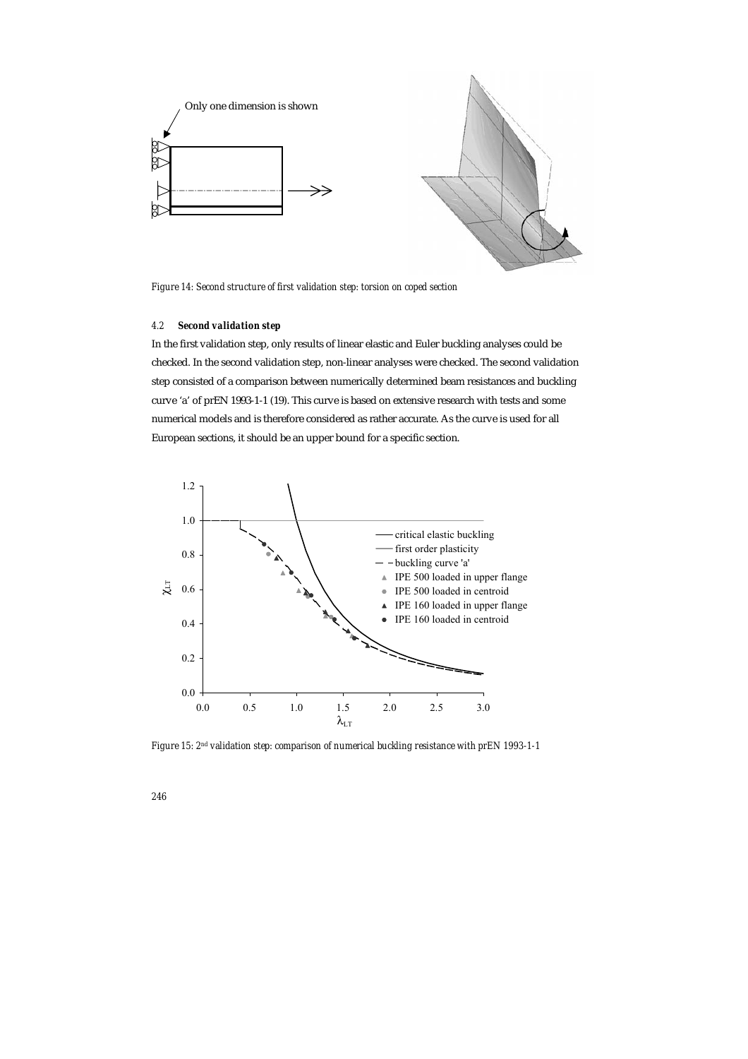*Figure 14: Second structure of first validation step: torsion on coped section*

#### 4.2 ***Second validation step***

In the first validation step, only results of linear elastic and Euler buckling analyses could be checked. In the second validation step, non-linear analyses were checked. The second validation step consisted of a comparison between numerically determined beam resistances and buckling curve 'a' of prEN 1993-1-1 (19). This curve is based on extensive research with tests and some numerical models and is therefore considered as rather accurate. As the curve is used for all European sections, it should be an upper bound for a specific section.

*Figure 15: 2[nd] validation step: comparison of numerical buckling resistance with prEN 1993-1-1*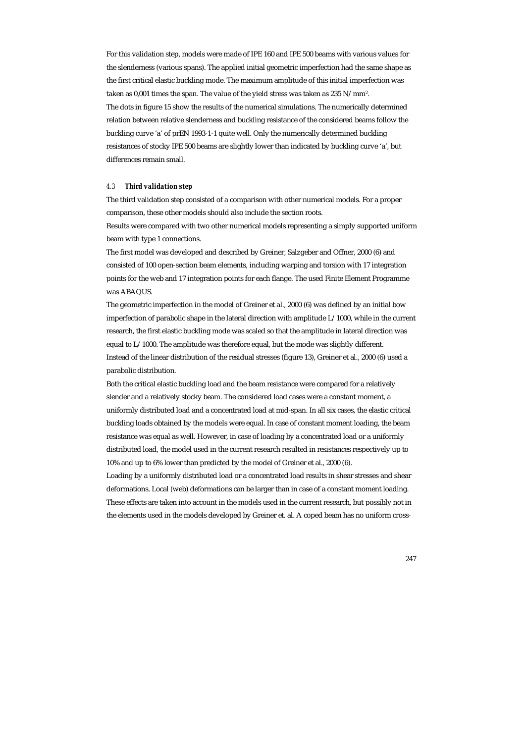For this validation step, models were made of IPE 160 and IPE 500 beams with various values for the slenderness (various spans). The applied initial geometric imperfection had the same shape as the first critical elastic buckling mode. The maximum amplitude of this initial imperfection was taken as 0,001 times the span. The value of the yield stress was taken as 235 N/mm$^2$.

The dots in figure 15 show the results of the numerical simulations. The numerically determined relation between relative slenderness and buckling resistance of the considered beams follow the buckling curve 'a' of prEN 1993-1-1 quite well. Only the numerically determined buckling resistances of stocky IPE 500 beams are slightly lower than indicated by buckling curve 'a', but differences remain small.

### 4.3 *Third validation step*

The third validation step consisted of a comparison with other numerical models. For a proper comparison, these other models should also include the section roots.

Results were compared with two other numerical models representing a simply supported uniform beam with type 1 connections.

The first model was developed and described by Greiner, Salzgeber and Offner, 2000 (6) and consisted of 100 open-section beam elements, including warping and torsion with 17 integration points for the web and 17 integration points for each flange. The used Finite Element Programme was ABAQUS.

The geometric imperfection in the model of Greiner et al., 2000 (6) was defined by an initial bow imperfection of parabolic shape in the lateral direction with amplitude L/1000, while in the current research, the first elastic buckling mode was scaled so that the amplitude in lateral direction was equal to L/1000. The amplitude was therefore equal, but the mode was slightly different.

Instead of the linear distribution of the residual stresses (figure 13), Greiner et al., 2000 (6) used a parabolic distribution.

Both the critical elastic buckling load and the beam resistance were compared for a relatively slender and a relatively stocky beam. The considered load cases were a constant moment, a uniformly distributed load and a concentrated load at mid-span. In all six cases, the elastic critical buckling loads obtained by the models were equal. In case of constant moment loading, the beam resistance was equal as well. However, in case of loading by a concentrated load or a uniformly distributed load, the model used in the current research resulted in resistances respectively up to 10% and up to 6% lower than predicted by the model of Greiner et al., 2000 (6).

Loading by a uniformly distributed load or a concentrated load results in shear stresses and shear deformations. Local (web) deformations can be larger than in case of a constant moment loading. These effects are taken into account in the models used in the current research, but possibly not in the elements used in the models developed by Greiner et. al. A coped beam has no uniform cross-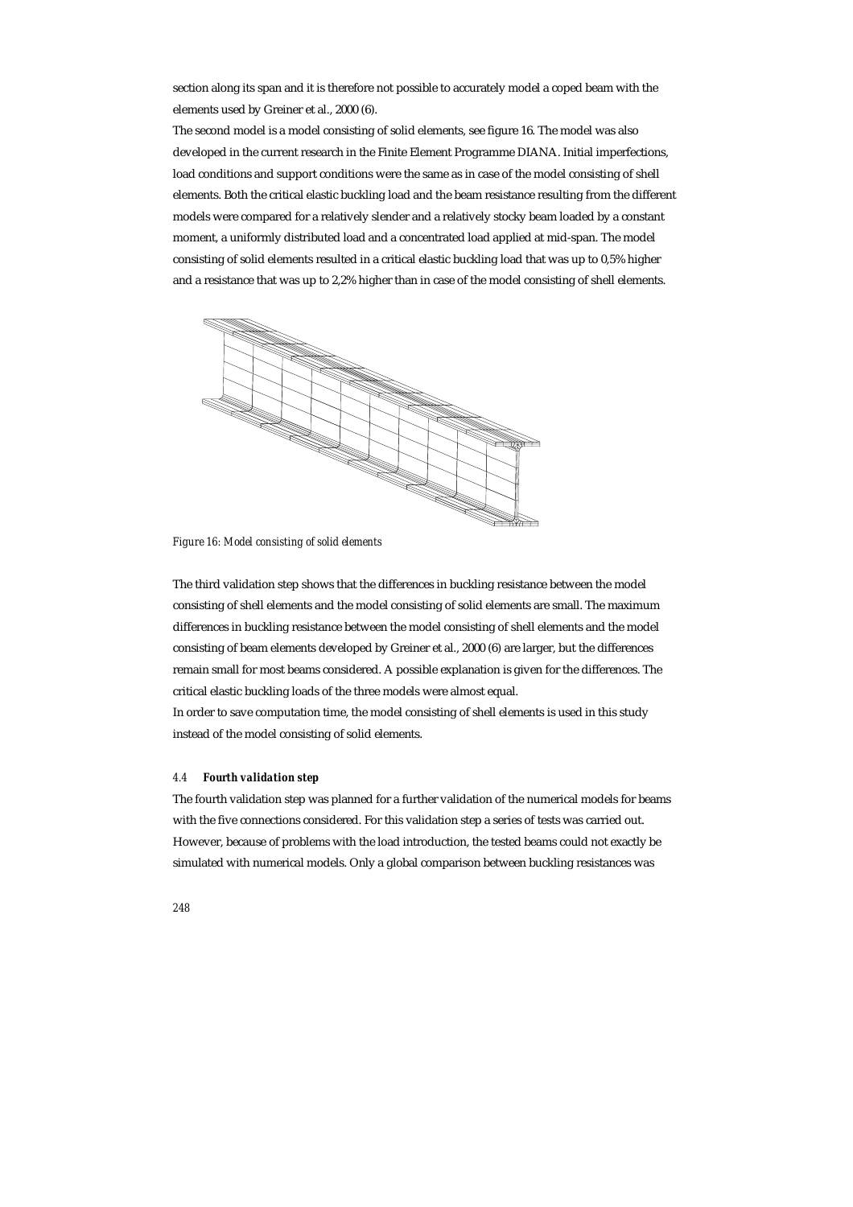section along its span and it is therefore not possible to accurately model a coped beam with the elements used by Greiner et al., 2000 (6).

The second model is a model consisting of solid elements, see figure 16. The model was also developed in the current research in the Finite Element Programme DIANA. Initial imperfections, load conditions and support conditions were the same as in case of the model consisting of shell elements. Both the critical elastic buckling load and the beam resistance resulting from the different models were compared for a relatively slender and a relatively stocky beam loaded by a constant moment, a uniformly distributed load and a concentrated load applied at mid-span. The model consisting of solid elements resulted in a critical elastic buckling load that was up to 0,5% higher and a resistance that was up to 2,2% higher than in case of the model consisting of shell elements.

*Figure 16: Model consisting of solid elements*

The third validation step shows that the differences in buckling resistance between the model consisting of shell elements and the model consisting of solid elements are small. The maximum differences in buckling resistance between the model consisting of shell elements and the model consisting of beam elements developed by Greiner et al., 2000 (6) are larger, but the differences remain small for most beams considered. A possible explanation is given for the differences. The critical elastic buckling loads of the three models were almost equal.

In order to save computation time, the model consisting of shell elements is used in this study instead of the model consisting of solid elements.

### *4.4 Fourth validation step*

The fourth validation step was planned for a further validation of the numerical models for beams with the five connections considered. For this validation step a series of tests was carried out. However, because of problems with the load introduction, the tested beams could not exactly be simulated with numerical models. Only a global comparison between buckling resistances was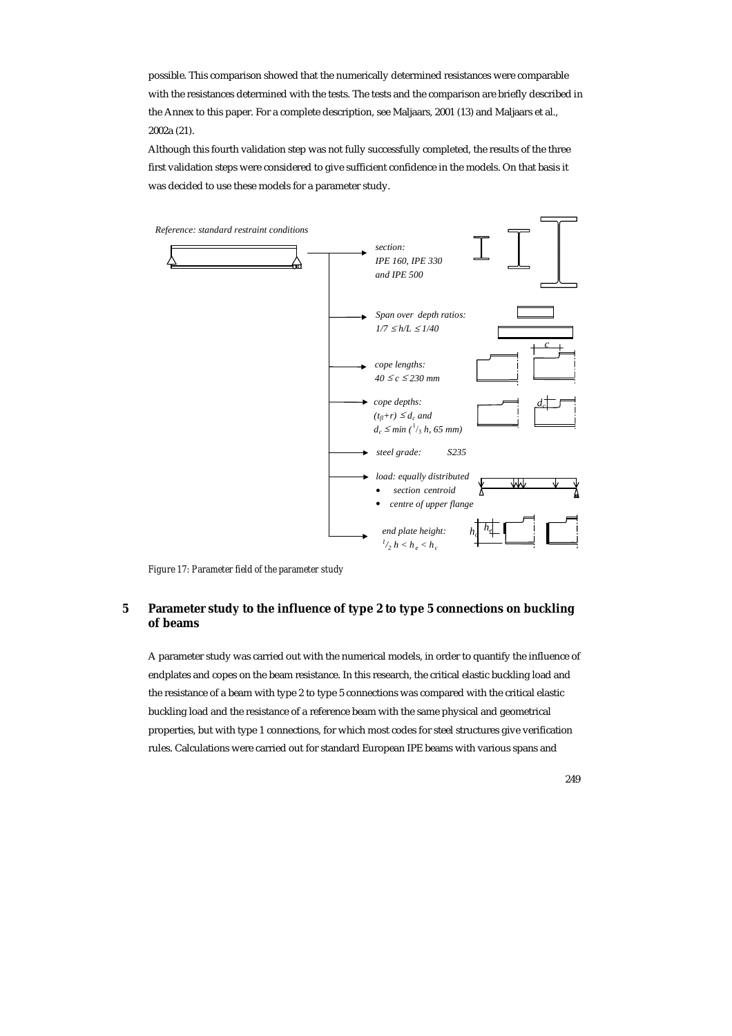possible. This comparison showed that the numerically determined resistances were comparable with the resistances determined with the tests. The tests and the comparison are briefly described in the Annex to this paper. For a complete description, see Maljaars, 2001 (13) and Maljaars et al., 2002a (21).

Although this fourth validation step was not fully successfully completed, the results of the three first validation steps were considered to give sufficient confidence in the models. On that basis it was decided to use these models for a parameter study.

*Reference: standard restraint conditions*

- *section: IPE 160, IPE 330 and IPE 500*
- *Span over depth ratios: $1/7 \leq h/L \leq 1/40$*
- *cope lengths: $40 \leq c \leq 230$ mm*
- *cope depths: $(t_{fl}+r) \leq d_c$ and $d_c \leq \min\,(^1/_3\, h,\ 65\text{ mm})$*
- *steel grade: S235*
- *load: equally distributed*
  - *section centroid*
  - *centre of upper flange*
- *end plate height: $^1/_2\, h < h_e < h_c$*

*Figure 17: Parameter field of the parameter study*

## 5 Parameter study to the influence of type 2 to type 5 connections on buckling of beams

A parameter study was carried out with the numerical models, in order to quantify the influence of endplates and copes on the beam resistance. In this research, the critical elastic buckling load and the resistance of a beam with type 2 to type 5 connections was compared with the critical elastic buckling load and the resistance of a reference beam with the same physical and geometrical properties, but with type 1 connections, for which most codes for steel structures give verification rules. Calculations were carried out for standard European IPE beams with various spans and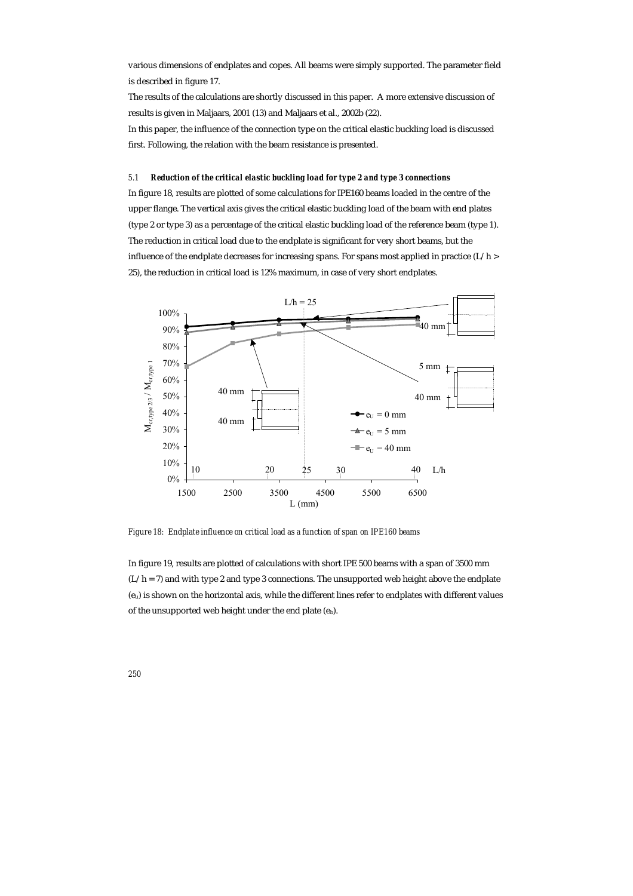various dimensions of endplates and copes. All beams were simply supported. The parameter field is described in figure 17.

The results of the calculations are shortly discussed in this paper. A more extensive discussion of results is given in Maljaars, 2001 (13) and Maljaars et al., 2002b (22).

In this paper, the influence of the connection type on the critical elastic buckling load is discussed first. Following, the relation with the beam resistance is presented.

### 5.1 *Reduction of the critical elastic buckling load for type 2 and type 3 connections*

In figure 18, results are plotted of some calculations for IPE160 beams loaded in the centre of the upper flange. The vertical axis gives the critical elastic buckling load of the beam with end plates (type 2 or type 3) as a percentage of the critical elastic buckling load of the reference beam (type 1). The reduction in critical load due to the endplate is significant for very short beams, but the influence of the endplate decreases for increasing spans. For spans most applied in practice (L/h > 25), the reduction in critical load is 12% maximum, in case of very short endplates.

*Figure 18: Endplate influence on critical load as a function of span on IPE160 beams*

In figure 19, results are plotted of calculations with short IPE 500 beams with a span of 3500 mm (L/h = 7) and with type 2 and type 3 connections. The unsupported web height above the endplate ($e_u$) is shown on the horizontal axis, while the different lines refer to endplates with different values of the unsupported web height under the end plate ($e_b$).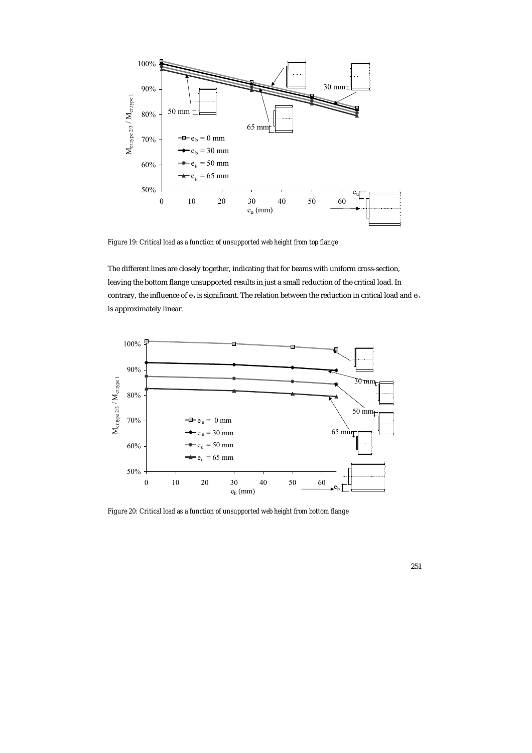*Figure 19: Critical load as a function of unsupported web height from top flange*

The different lines are closely together, indicating that for beams with uniform cross-section, leaving the bottom flange unsupported results in just a small reduction of the critical load. In contrary, the influence of $e_u$ is significant. The relation between the reduction in critical load and $e_u$ is approximately linear.

*Figure 20: Critical load as a function of unsupported web height from bottom flange*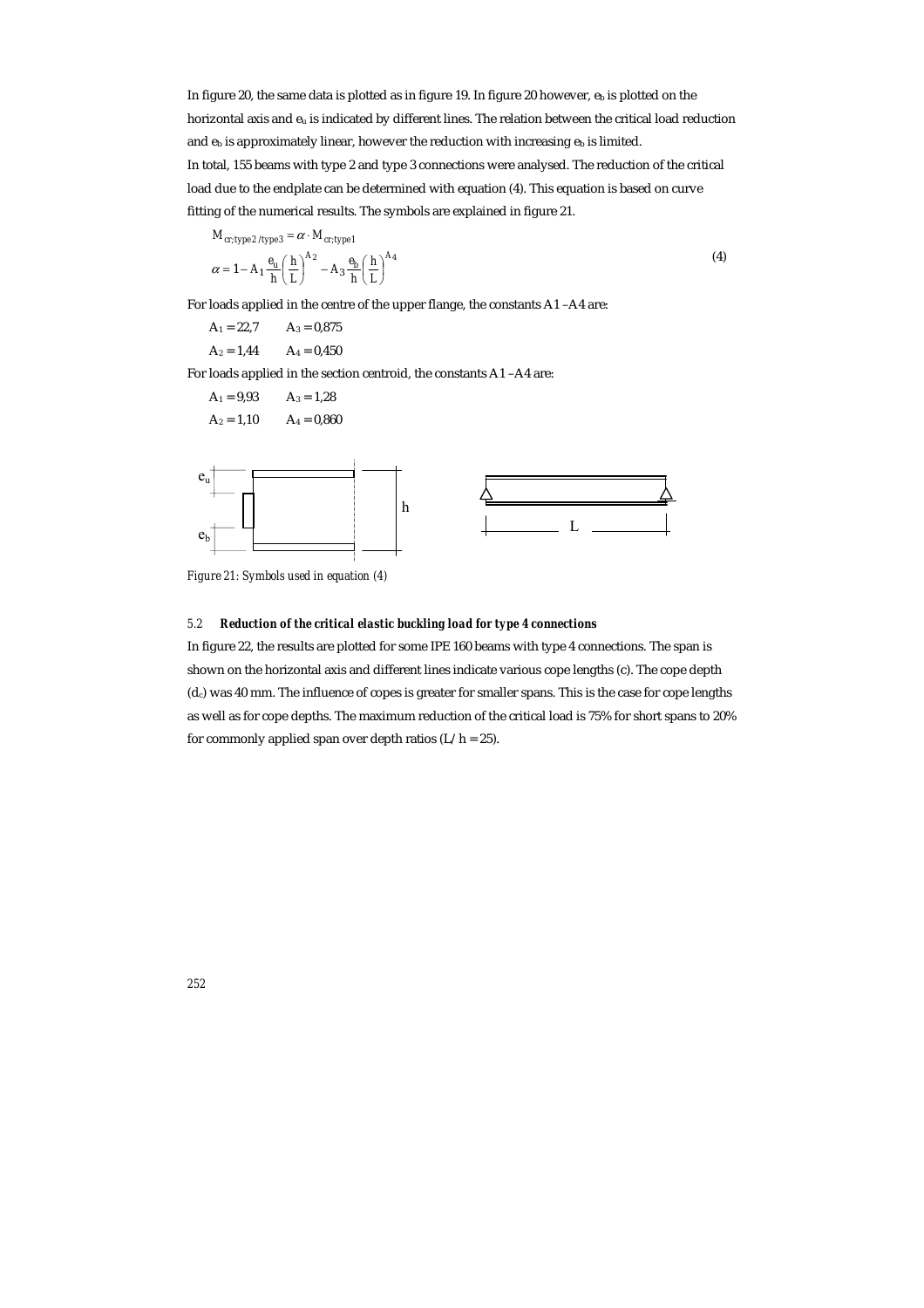In figure 20, the same data is plotted as in figure 19. In figure 20 however, $e_b$ is plotted on the horizontal axis and $e_u$ is indicated by different lines. The relation between the critical load reduction and $e_b$ is approximately linear, however the reduction with increasing $e_b$ is limited.
In total, 155 beams with type 2 and type 3 connections were analysed. The reduction of the critical load due to the endplate can be determined with equation (4). This equation is based on curve fitting of the numerical results. The symbols are explained in figure 21.

$$M_{cr;type2/type3} = \alpha \cdot M_{cr;type1}$$
$$\alpha = 1 - A_1 \frac{e_u}{h} \left( \frac{h}{L} \right)^{A_2} - A_3 \frac{e_b}{h} \left( \frac{h}{L} \right)^{A_4} \tag{4}$$

For loads applied in the centre of the upper flange, the constants A1 – A4 are:

$A_1 = 22{,}7$ $\quad A_3 = 0{,}875$

$A_2 = 1{,}44$ $\quad A_4 = 0{,}450$

For loads applied in the section centroid, the constants A1 – A4 are:

$A_1 = 9{,}93$ $\quad A_3 = 1{,}28$

$A_2 = 1{,}10$ $\quad A_4 = 0{,}860$

*Figure 21: Symbols used in equation (4)*

### 5.2 *Reduction of the critical elastic buckling load for type 4 connections*

In figure 22, the results are plotted for some IPE 160 beams with type 4 connections. The span is shown on the horizontal axis and different lines indicate various cope lengths (c). The cope depth ($d_c$) was 40 mm. The influence of copes is greater for smaller spans. This is the case for cope lengths as well as for cope depths. The maximum reduction of the critical load is 75% for short spans to 20% for commonly applied span over depth ratios (L/h = 25).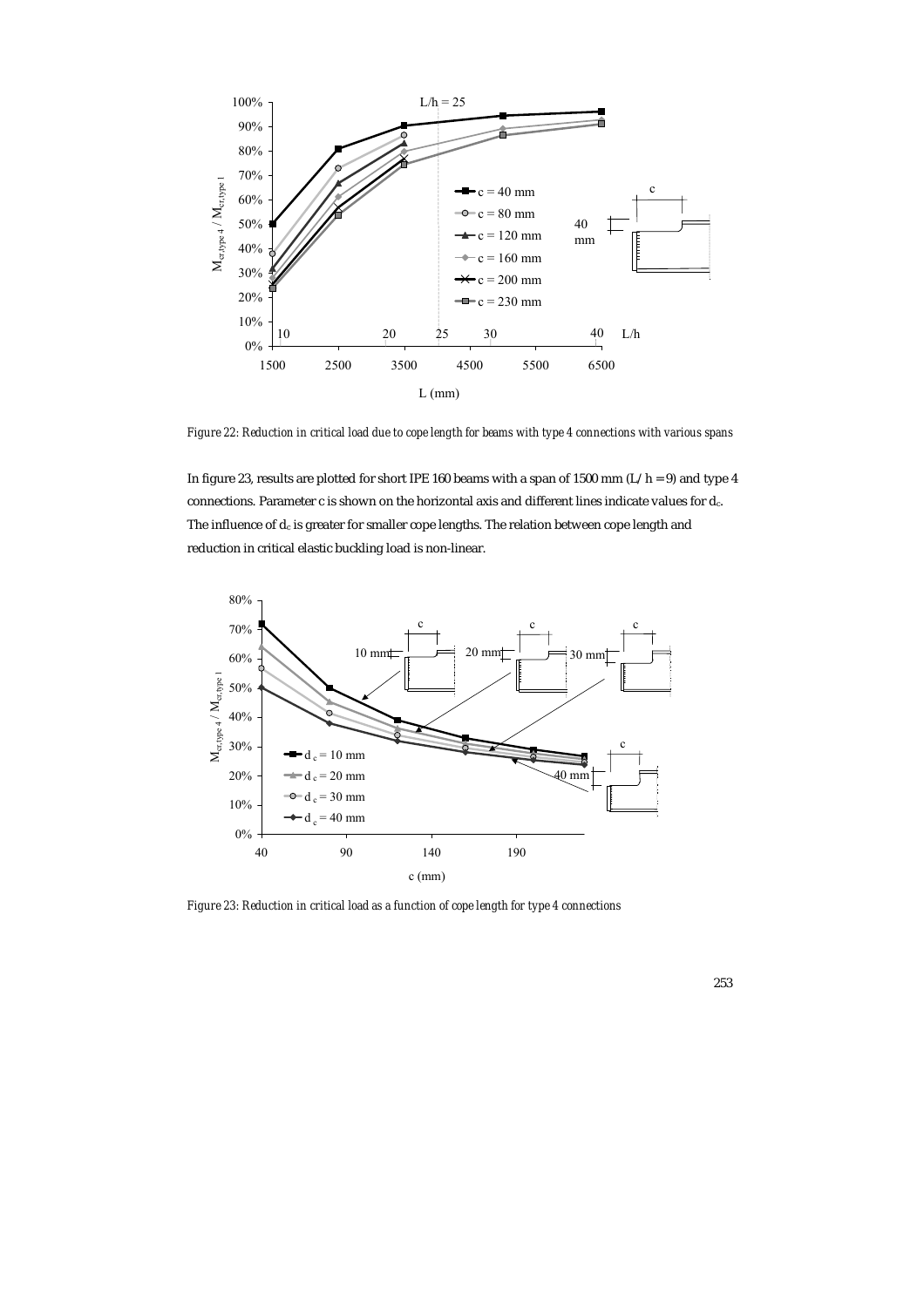*Figure 22: Reduction in critical load due to cope length for beams with type 4 connections with various spans*

In figure 23, results are plotted for short IPE 160 beams with a span of 1500 mm ($L/h = 9$) and type 4 connections. Parameter c is shown on the horizontal axis and different lines indicate values for $d_c$. The influence of $d_c$ is greater for smaller cope lengths. The relation between cope length and reduction in critical elastic buckling load is non-linear.

*Figure 23: Reduction in critical load as a function of cope length for type 4 connections*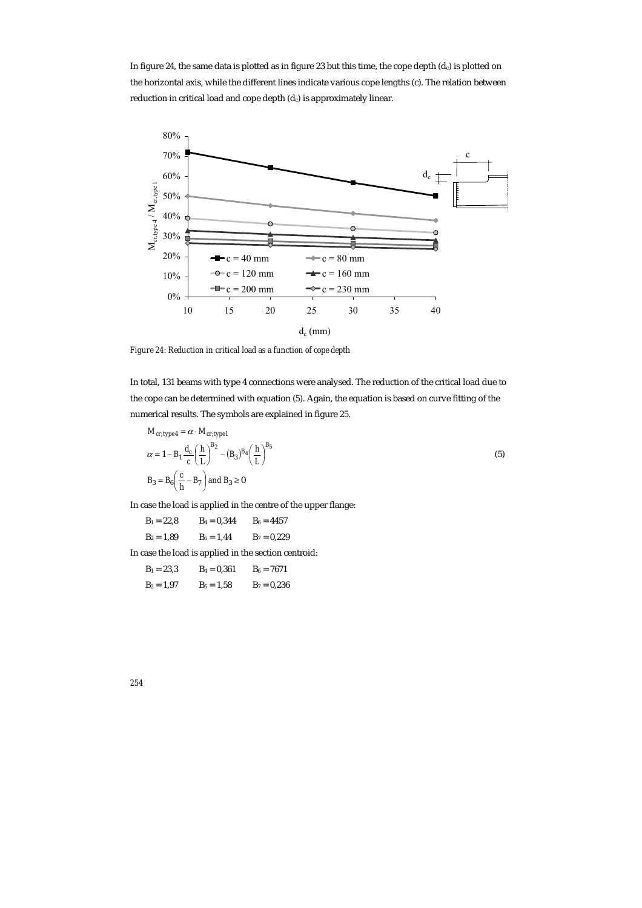In figure 24, the same data is plotted as in figure 23 but this time, the cope depth ($d_c$) is plotted on the horizontal axis, while the different lines indicate various cope lengths (c). The relation between reduction in critical load and cope depth ($d_c$) is approximately linear.

*Figure 24: Reduction in critical load as a function of cope depth*

In total, 131 beams with type 4 connections were analysed. The reduction of the critical load due to the cope can be determined with equation (5). Again, the equation is based on curve fitting of the numerical results. The symbols are explained in figure 25.

$$
\begin{aligned}
M_{cr;type4} &= \alpha \cdot M_{cr;type1} \\
\alpha &= 1 - B_1 \frac{d_c}{c} \left(\frac{h}{L}\right)^{B_2} - \left(B_3\right)^{B_4} \left(\frac{h}{L}\right)^{B_5} \\
B_3 &= B_6 \left(\frac{c}{h} - B_7\right) \text{ and } B_3 \geq 0
\end{aligned}
\tag{5}
$$

In case the load is applied in the centre of the upper flange:

| | | |
|---|---|---|
| $B_1 = 22{,}8$ | $B_4 = 0{,}344$ | $B_6 = 4457$ |
| $B_2 = 1{,}89$ | $B_5 = 1{,}44$ | $B_7 = 0{,}229$ |

In case the load is applied in the section centroid:

| | | |
|---|---|---|
| $B_1 = 23{,}3$ | $B_4 = 0{,}361$ | $B_6 = 7671$ |
| $B_2 = 1{,}97$ | $B_5 = 1{,}58$ | $B_7 = 0{,}236$ |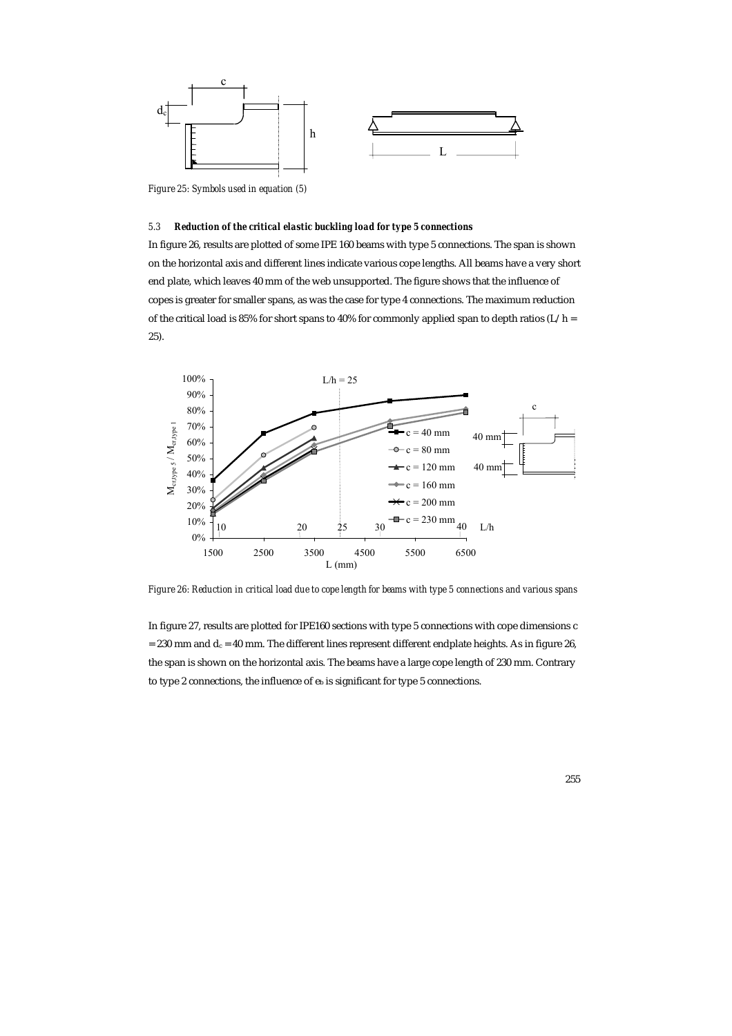*Figure 25: Symbols used in equation (5)*

### 5.3 Reduction of the critical elastic buckling load for type 5 connections

In figure 26, results are plotted of some IPE 160 beams with type 5 connections. The span is shown on the horizontal axis and different lines indicate various cope lengths. All beams have a very short end plate, which leaves 40 mm of the web unsupported. The figure shows that the influence of copes is greater for smaller spans, as was the case for type 4 connections. The maximum reduction of the critical load is 85% for short spans to 40% for commonly applied span to depth ratios ($L/h$ = 25).

*Figure 26: Reduction in critical load due to cope length for beams with type 5 connections and various spans*

In figure 27, results are plotted for IPE160 sections with type 5 connections with cope dimensions $c$ = 230 mm and $d_c$ = 40 mm. The different lines represent different endplate heights. As in figure 26, the span is shown on the horizontal axis. The beams have a large cope length of 230 mm. Contrary to type 2 connections, the influence of $e_h$ is significant for type 5 connections.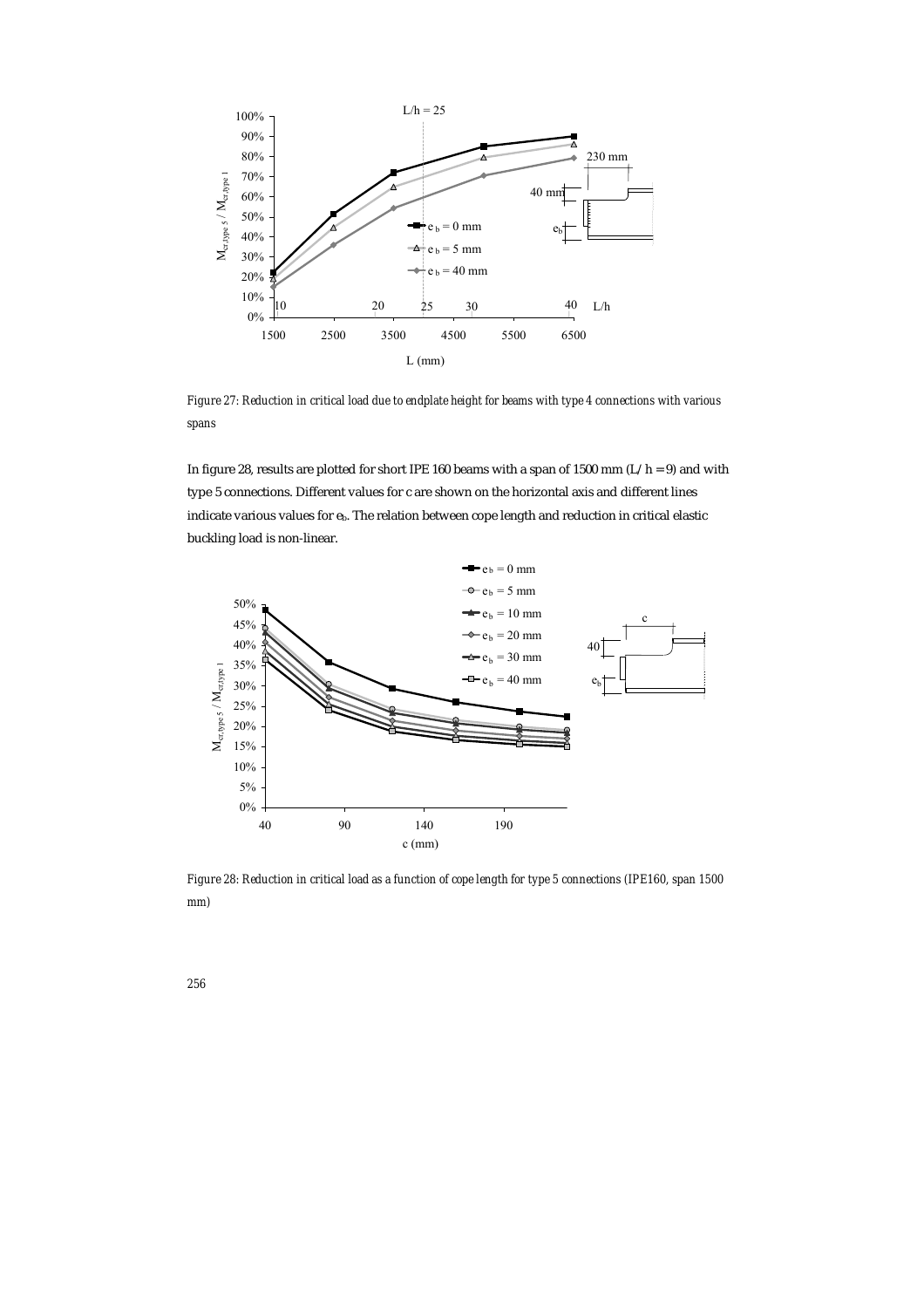*Figure 27: Reduction in critical load due to endplate height for beams with type 4 connections with various spans*

In figure 28, results are plotted for short IPE 160 beams with a span of 1500 mm ($L/h = 9$) and with type 5 connections. Different values for c are shown on the horizontal axis and different lines indicate various values for $e_b$. The relation between cope length and reduction in critical elastic buckling load is non-linear.

*Figure 28: Reduction in critical load as a function of cope length for type 5 connections (IPE160, span 1500 mm)*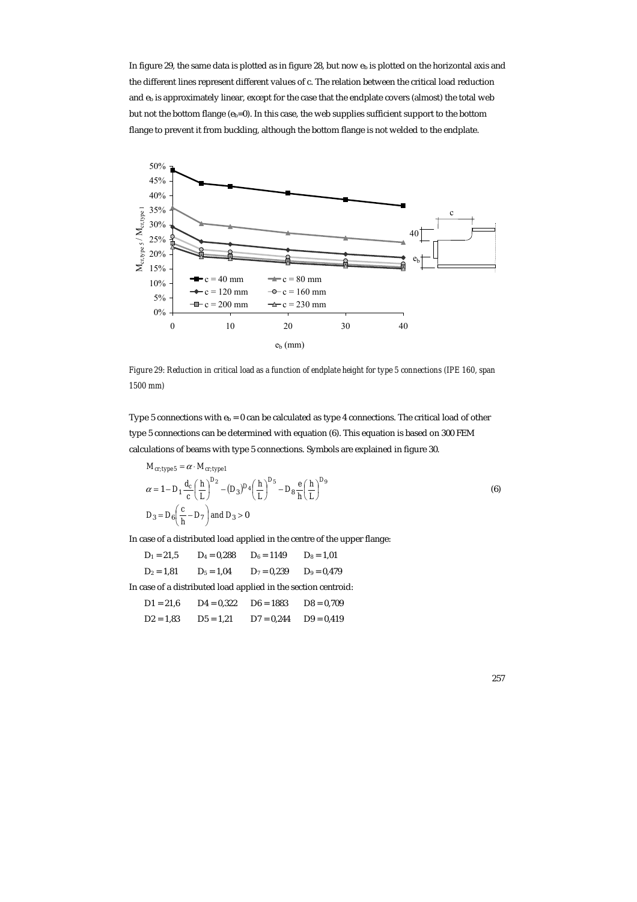In figure 29, the same data is plotted as in figure 28, but now $e_b$ is plotted on the horizontal axis and the different lines represent different values of c. The relation between the critical load reduction and $e_b$ is approximately linear, except for the case that the endplate covers (almost) the total web but not the bottom flange ($e_b$=0). In this case, the web supplies sufficient support to the bottom flange to prevent it from buckling, although the bottom flange is not welded to the endplate.

*Figure 29: Reduction in critical load as a function of endplate height for type 5 connections (IPE 160, span 1500 mm)*

Type 5 connections with $e_b = 0$ can be calculated as type 4 connections. The critical load of other type 5 connections can be determined with equation (6). This equation is based on 300 FEM calculations of beams with type 5 connections. Symbols are explained in figure 30.

$$
\begin{aligned}
& M_{cr;type5} = \alpha \cdot M_{cr;type1} \\
& \alpha = 1 - D_1 \frac{d_c}{c}\left(\frac{h}{L}\right)^{D_2} - \left(D_3\right)^{D_4}\left(\frac{h}{L}\right)^{D_5} - D_8 \frac{e}{h}\left(\frac{h}{L}\right)^{D_9} \\
& D_3 = D_6\left(\frac{c}{h} - D_7\right) \text{ and } D_3 > 0
\end{aligned} \tag{6}
$$

In case of a distributed load applied in the centre of the upper flange:

| | | | |
|---|---|---|---|
| $D_1 = 21{,}5$ | $D_4 = 0{,}288$ | $D_6 = 1149$ | $D_8 = 1{,}01$ |
| $D_2 = 1{,}81$ | $D_5 = 1{,}04$ | $D_7 = 0{,}239$ | $D_9 = 0{,}479$ |

In case of a distributed load applied in the section centroid:

| | | | |
|---|---|---|---|
| $D1 = 21{,}6$ | $D4 = 0{,}322$ | $D6 = 1883$ | $D8 = 0{,}709$ |
| $D2 = 1{,}83$ | $D5 = 1{,}21$ | $D7 = 0{,}244$ | $D9 = 0{,}419$ |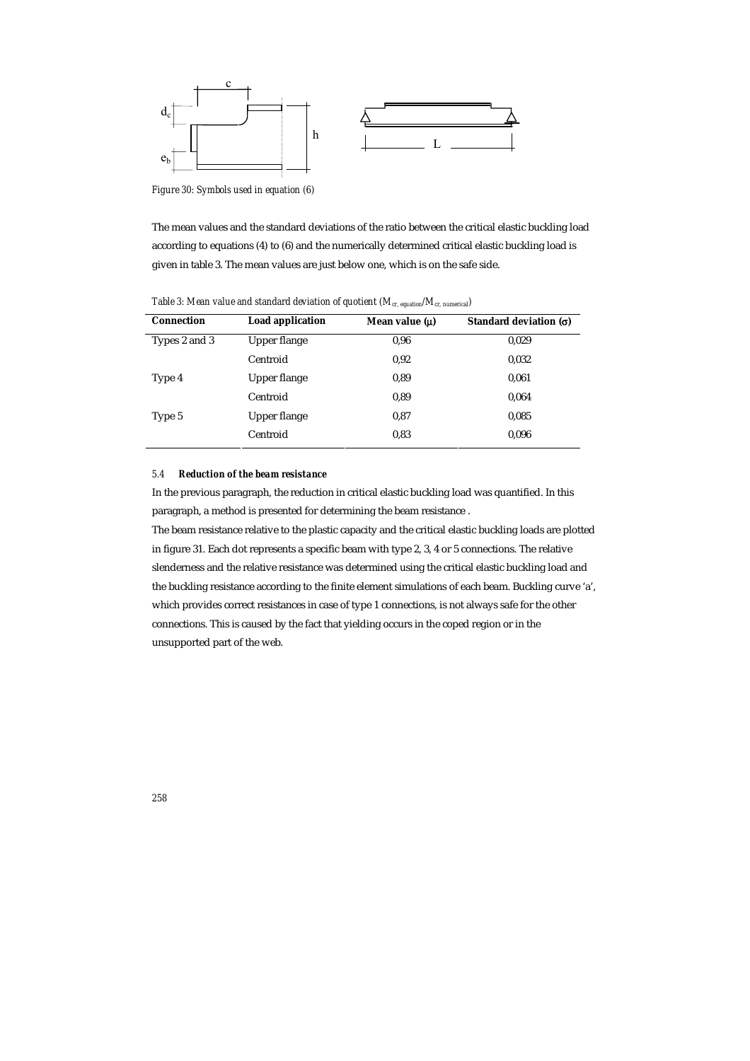*Figure 30: Symbols used in equation (6)*

The mean values and the standard deviations of the ratio between the critical elastic buckling load according to equations (4) to (6) and the numerically determined critical elastic buckling load is given in table 3. The mean values are just below one, which is on the safe side.

*Table 3: Mean value and standard deviation of quotient ($M_{cr,\ equation}/M_{cr,\ numerical}$)*

| Connection | Load application | Mean value (μ) | Standard deviation (σ) |
|---|---|---|---|
| Types 2 and 3 | Upper flange | 0,96 | 0,029 |
| | Centroid | 0,92 | 0,032 |
| Type 4 | Upper flange | 0,89 | 0,061 |
| | Centroid | 0,89 | 0,064 |
| Type 5 | Upper flange | 0,87 | 0,085 |
| | Centroid | 0,83 | 0,096 |

### 5.4 *Reduction of the beam resistance*

In the previous paragraph, the reduction in critical elastic buckling load was quantified. In this paragraph, a method is presented for determining the beam resistance .

The beam resistance relative to the plastic capacity and the critical elastic buckling loads are plotted in figure 31. Each dot represents a specific beam with type 2, 3, 4 or 5 connections. The relative slenderness and the relative resistance was determined using the critical elastic buckling load and the buckling resistance according to the finite element simulations of each beam. Buckling curve 'a', which provides correct resistances in case of type 1 connections, is not always safe for the other connections. This is caused by the fact that yielding occurs in the coped region or in the unsupported part of the web.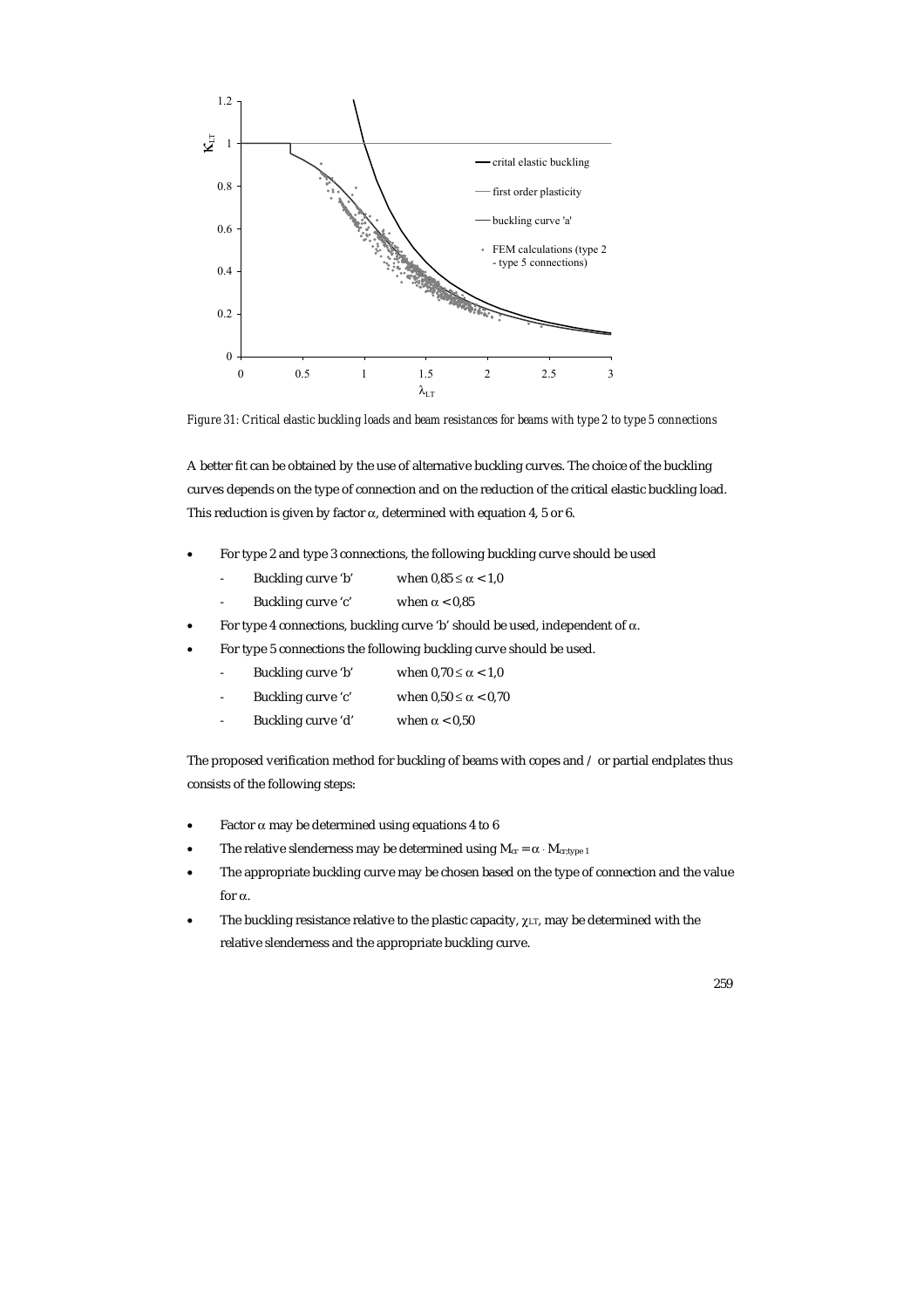*Figure 31: Critical elastic buckling loads and beam resistances for beams with type 2 to type 5 connections*

A better fit can be obtained by the use of alternative buckling curves. The choice of the buckling curves depends on the type of connection and on the reduction of the critical elastic buckling load. This reduction is given by factor $\alpha$, determined with equation 4, 5 or 6.

- For type 2 and type 3 connections, the following buckling curve should be used
  - Buckling curve 'b' when $0{,}85 \leq \alpha < 1{,}0$
  - Buckling curve 'c' when $\alpha < 0{,}85$
- For type 4 connections, buckling curve 'b' should be used, independent of $\alpha$.
- For type 5 connections the following buckling curve should be used.
  - Buckling curve 'b' when $0{,}70 \leq \alpha < 1{,}0$
  - Buckling curve 'c' when $0{,}50 \leq \alpha < 0{,}70$
  - Buckling curve 'd' when $\alpha < 0{,}50$

The proposed verification method for buckling of beams with copes and / or partial endplates thus consists of the following steps:

- Factor $\alpha$ may be determined using equations 4 to 6
- The relative slenderness may be determined using $M_{cr} = \alpha \cdot M_{cr;type\ 1}$
- The appropriate buckling curve may be chosen based on the type of connection and the value for $\alpha$.
- The buckling resistance relative to the plastic capacity, $\chi_{LT}$, may be determined with the relative slenderness and the appropriate buckling curve.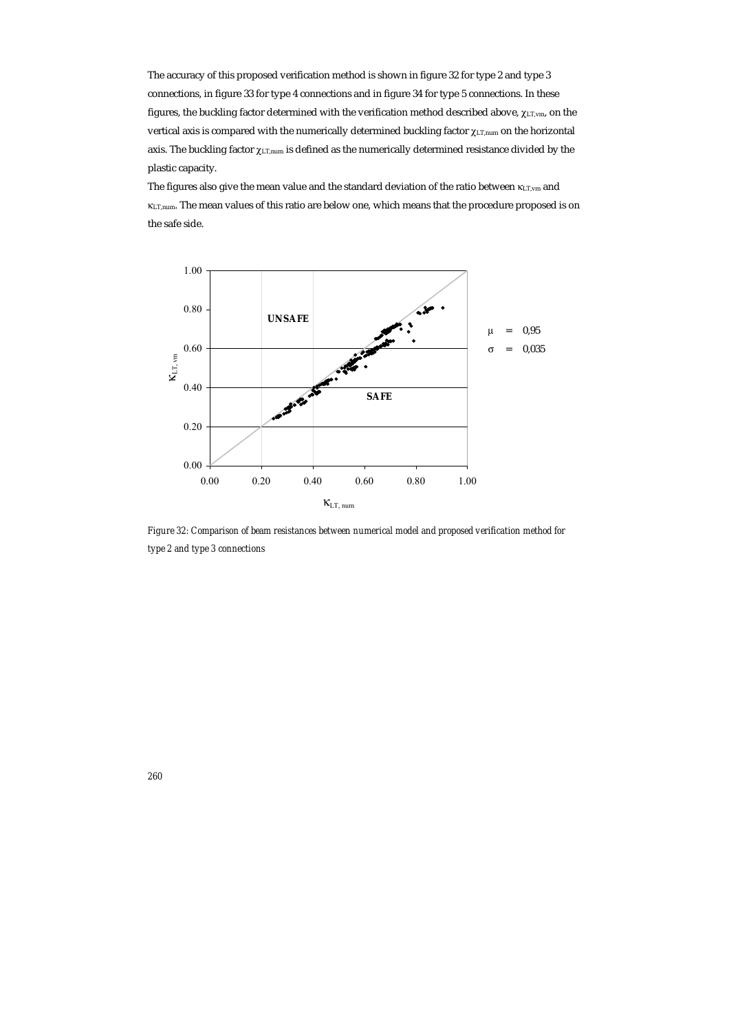The accuracy of this proposed verification method is shown in figure 32 for type 2 and type 3 connections, in figure 33 for type 4 connections and in figure 34 for type 5 connections. In these figures, the buckling factor determined with the verification method described above, $\chi_{LT,vm}$, on the vertical axis is compared with the numerically determined buckling factor $\chi_{LT,num}$ on the horizontal axis. The buckling factor $\chi_{LT,num}$ is defined as the numerically determined resistance divided by the plastic capacity.

The figures also give the mean value and the standard deviation of the ratio between $\kappa_{LT,vm}$ and $\kappa_{LT,num}$. The mean values of this ratio are below one, which means that the procedure proposed is on the safe side.

*Figure 32: Comparison of beam resistances between numerical model and proposed verification method for type 2 and type 3 connections*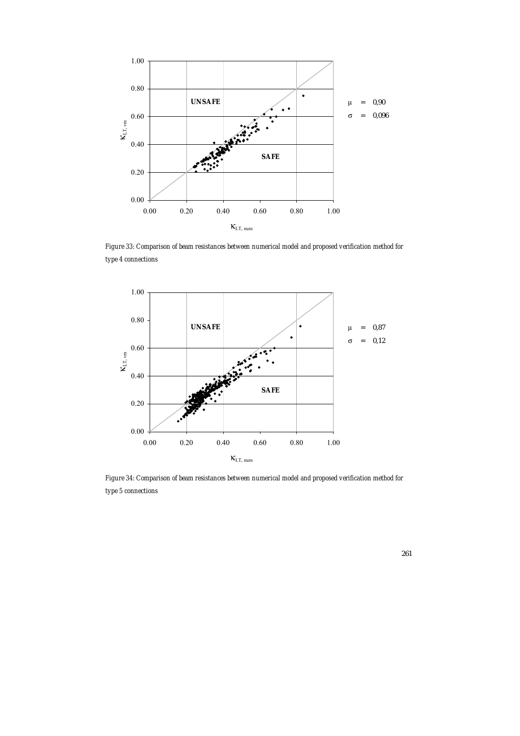Figure 33: Comparison of beam resistances between numerical model and proposed verification method for type 4 connections

Figure 34: Comparison of beam resistances between numerical model and proposed verification method for type 5 connections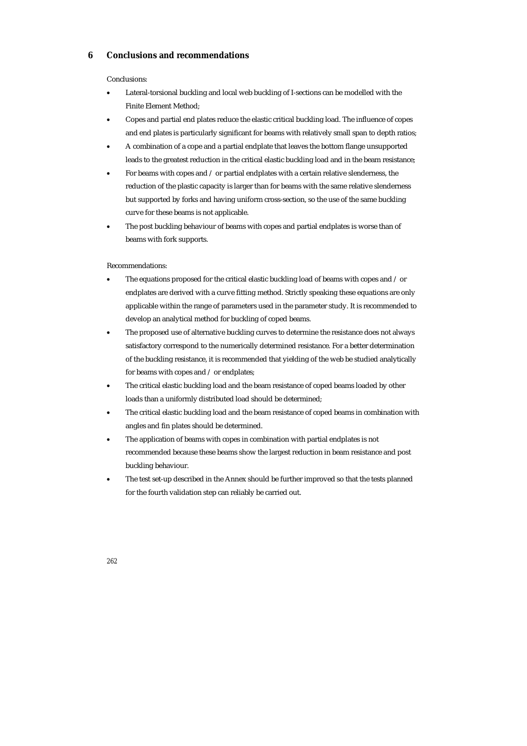# 6 Conclusions and recommendations

Conclusions:

- Lateral-torsional buckling and local web buckling of I-sections can be modelled with the Finite Element Method;
- Copes and partial end plates reduce the elastic critical buckling load. The influence of copes and end plates is particularly significant for beams with relatively small span to depth ratios;
- A combination of a cope and a partial endplate that leaves the bottom flange unsupported leads to the greatest reduction in the critical elastic buckling load and in the beam resistance;
- For beams with copes and / or partial endplates with a certain relative slenderness, the reduction of the plastic capacity is larger than for beams with the same relative slenderness but supported by forks and having uniform cross-section, so the use of the same buckling curve for these beams is not applicable.
- The post buckling behaviour of beams with copes and partial endplates is worse than of beams with fork supports.

Recommendations:

- The equations proposed for the critical elastic buckling load of beams with copes and / or endplates are derived with a curve fitting method. Strictly speaking these equations are only applicable within the range of parameters used in the parameter study. It is recommended to develop an analytical method for buckling of coped beams.
- The proposed use of alternative buckling curves to determine the resistance does not always satisfactory correspond to the numerically determined resistance. For a better determination of the buckling resistance, it is recommended that yielding of the web be studied analytically for beams with copes and / or endplates;
- The critical elastic buckling load and the beam resistance of coped beams loaded by other loads than a uniformly distributed load should be determined;
- The critical elastic buckling load and the beam resistance of coped beams in combination with angles and fin plates should be determined.
- The application of beams with copes in combination with partial endplates is not recommended because these beams show the largest reduction in beam resistance and post buckling behaviour.
- The test set-up described in the Annex should be further improved so that the tests planned for the fourth validation step can reliably be carried out.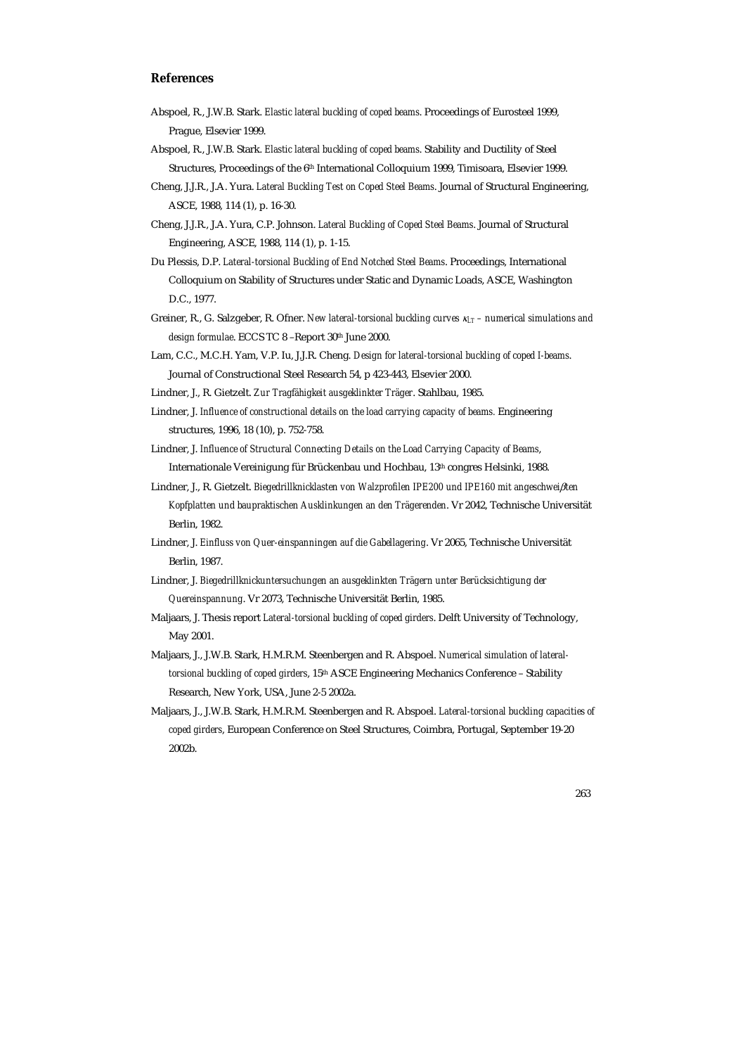## References

Abspoel, R., J.W.B. Stark. *Elastic lateral buckling of coped beams*. Proceedings of Eurosteel 1999, Prague, Elsevier 1999.

Abspoel, R., J.W.B. Stark. *Elastic lateral buckling of coped beams*. Stability and Ductility of Steel Structures, Proceedings of the 6th International Colloquium 1999, Timisoara, Elsevier 1999.

Cheng, J.J.R., J.A. Yura. *Lateral Buckling Test on Coped Steel Beams*. Journal of Structural Engineering, ASCE, 1988, 114 (1), p. 16-30.

Cheng, J.J.R., J.A. Yura, C.P. Johnson. *Lateral Buckling of Coped Steel Beams*. Journal of Structural Engineering, ASCE, 1988, 114 (1), p. 1-15.

Du Plessis, D.P. *Lateral-torsional Buckling of End Notched Steel Beams*. Proceedings, International Colloquium on Stability of Structures under Static and Dynamic Loads, ASCE, Washington D.C., 1977.

Greiner, R., G. Salzgeber, R. Ofner. *New lateral-torsional buckling curves* $\kappa_{LT}$ *– numerical simulations and design formulae*. ECCS TC 8 –Report 30th June 2000.

Lam, C.C., M.C.H. Yam, V.P. Iu, J.J.R. Cheng. *Design for lateral-torsional buckling of coped I-beams*. Journal of Constructional Steel Research 54, p 423-443, Elsevier 2000.

Lindner, J., R. Gietzelt. *Zur Tragfähigkeit ausgeklinkter Träger*. Stahlbau, 1985.

Lindner, J. *Influence of constructional details on the load carrying capacity of beams.* Engineering structures, 1996, 18 (10), p. 752-758.

Lindner, J. *Influence of Structural Connecting Details on the Load Carrying Capacity of Beams*, Internationale Vereinigung für Brückenbau und Hochbau, 13th congres Helsinki, 1988.

Lindner, J., R. Gietzelt. *Biegedrillknicklasten von Walzprofilen IPE200 und IPE160 mit angeschweißten Kopfplatten und baupraktischen Ausklinkungen an den Trägerenden*. Vr 2042, Technische Universität Berlin, 1982.

Lindner, J. *Einfluss von Quer-einspanningen auf die Gabellagering*. Vr 2065, Technische Universität Berlin, 1987.

Lindner, J. *Biegedrillknickuntersuchungen an ausgeklinkten Trägern unter Berücksichtigung der Quereinspannung*. Vr 2073, Technische Universität Berlin, 1985.

Maljaars, J. Thesis report *Lateral-torsional buckling of coped girders*. Delft University of Technology, May 2001.

Maljaars, J., J.W.B. Stark, H.M.R.M. Steenbergen and R. Abspoel. *Numerical simulation of lateral-torsional buckling of coped girders*, 15th ASCE Engineering Mechanics Conference – Stability Research, New York, USA, June 2-5 2002a.

Maljaars, J., J.W.B. Stark, H.M.R.M. Steenbergen and R. Abspoel. *Lateral-torsional buckling capacities of coped girders*, European Conference on Steel Structures, Coimbra, Portugal, September 19-20 2002b.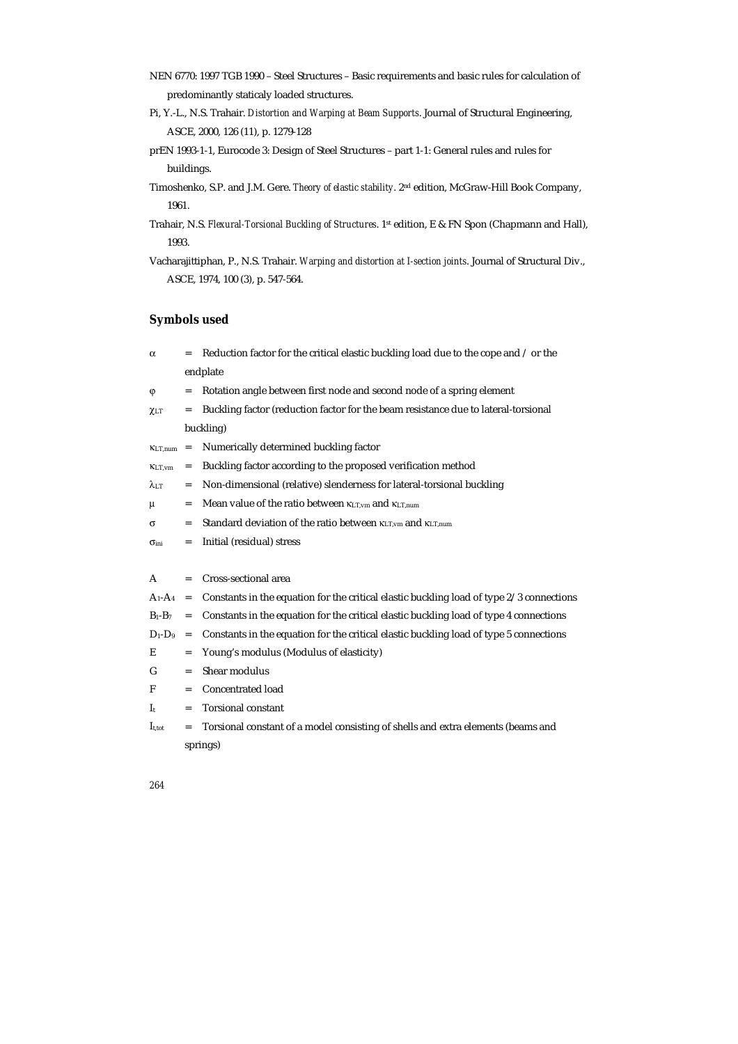NEN 6770: 1997 TGB 1990 – Steel Structures – Basic requirements and basic rules for calculation of predominantly staticaly loaded structures.

Pi, Y.-L., N.S. Trahair. *Distortion and Warping at Beam Supports*. Journal of Structural Engineering, ASCE, 2000, 126 (11), p. 1279-128

prEN 1993-1-1, Eurocode 3: Design of Steel Structures – part 1-1: General rules and rules for buildings.

Timoshenko, S.P. and J.M. Gere. *Theory of elastic stability*. 2nd edition, McGraw-Hill Book Company, 1961.

Trahair, N.S. *Flexural-Torsional Buckling of Structures*. 1st edition, E & FN Spon (Chapmann and Hall), 1993.

Vacharajittiphan, P., N.S. Trahair. *Warping and distortion at I-section joints*. Journal of Structural Div., ASCE, 1974, 100 (3), p. 547-564.

## Symbols used

$\alpha$ = Reduction factor for the critical elastic buckling load due to the cope and / or the endplate

$\varphi$ = Rotation angle between first node and second node of a spring element

$\chi_{LT}$ = Buckling factor (reduction factor for the beam resistance due to lateral-torsional buckling)

$\kappa_{LT,num}$ = Numerically determined buckling factor

$\kappa_{LT,vm}$ = Buckling factor according to the proposed verification method

$\lambda_{LT}$ = Non-dimensional (relative) slenderness for lateral-torsional buckling

$\mu$ = Mean value of the ratio between $\kappa_{LT,vm}$ and $\kappa_{LT,num}$

$\sigma$ = Standard deviation of the ratio between $\kappa_{LT,vm}$ and $\kappa_{LT,num}$

$\sigma_{ini}$ = Initial (residual) stress

$A$ = Cross-sectional area

$A_1$-$A_4$ = Constants in the equation for the critical elastic buckling load of type 2/3 connections

$B_1$-$B_7$ = Constants in the equation for the critical elastic buckling load of type 4 connections

$D_1$-$D_9$ = Constants in the equation for the critical elastic buckling load of type 5 connections

$E$ = Young's modulus (Modulus of elasticity)

$G$ = Shear modulus

$F$ = Concentrated load

$I_t$ = Torsional constant

$I_{t,tot}$ = Torsional constant of a model consisting of shells and extra elements (beams and springs)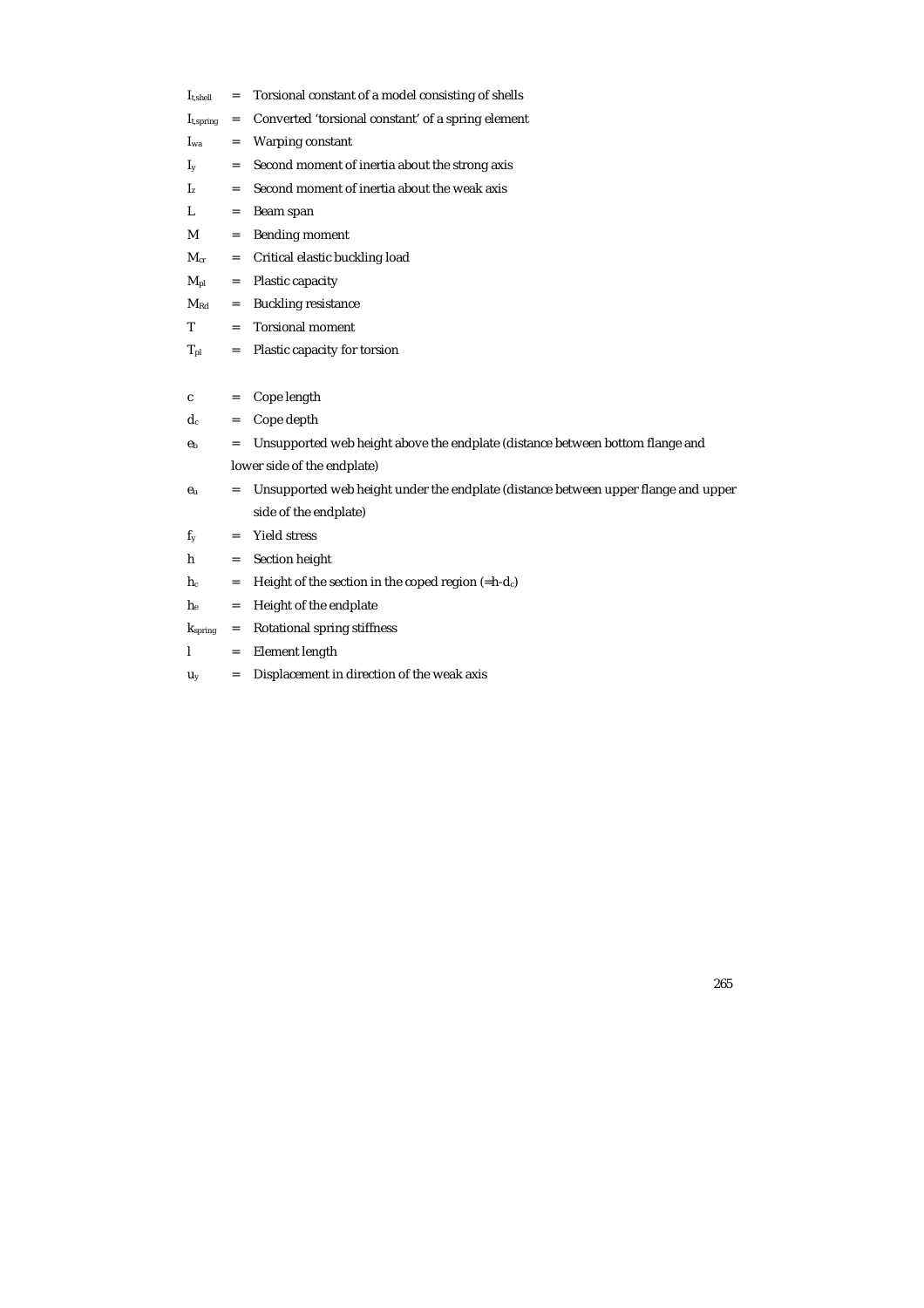$I_{t,shell}$ = Torsional constant of a model consisting of shells

$I_{t,spring}$ = Converted 'torsional constant' of a spring element

$I_{wa}$ = Warping constant

$I_y$ = Second moment of inertia about the strong axis

$I_z$ = Second moment of inertia about the weak axis

$L$ = Beam span

$M$ = Bending moment

$M_{cr}$ = Critical elastic buckling load

$M_{pl}$ = Plastic capacity

$M_{Rd}$ = Buckling resistance

$T$ = Torsional moment

$T_{pl}$ = Plastic capacity for torsion

$c$ = Cope length

$d_c$ = Cope depth

$e_b$ = Unsupported web height above the endplate (distance between bottom flange and lower side of the endplate)

$e_u$ = Unsupported web height under the endplate (distance between upper flange and upper side of the endplate)

$f_y$ = Yield stress

$h$ = Section height

$h_c$ = Height of the section in the coped region ($=h-d_c$)

$h_e$ = Height of the endplate

$k_{spring}$ = Rotational spring stiffness

$l$ = Element length

$u_y$ = Displacement in direction of the weak axis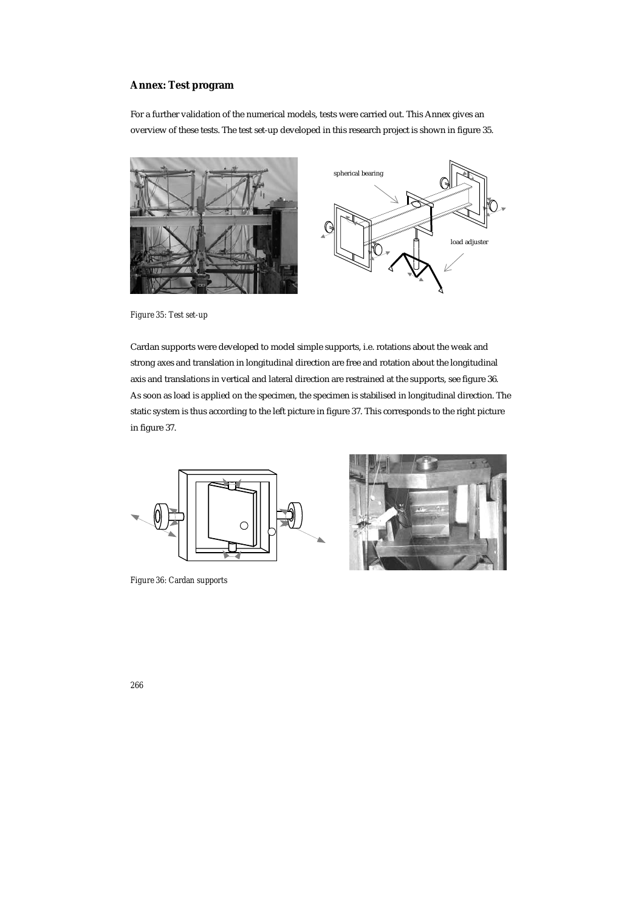## Annex: Test program

For a further validation of the numerical models, tests were carried out. This Annex gives an overview of these tests. The test set-up developed in this research project is shown in figure 35.

*Figure 35: Test set-up*

Cardan supports were developed to model simple supports, i.e. rotations about the weak and strong axes and translation in longitudinal direction are free and rotation about the longitudinal axis and translations in vertical and lateral direction are restrained at the supports, see figure 36. As soon as load is applied on the specimen, the specimen is stabilised in longitudinal direction. The static system is thus according to the left picture in figure 37. This corresponds to the right picture in figure 37.

*Figure 36: Cardan supports*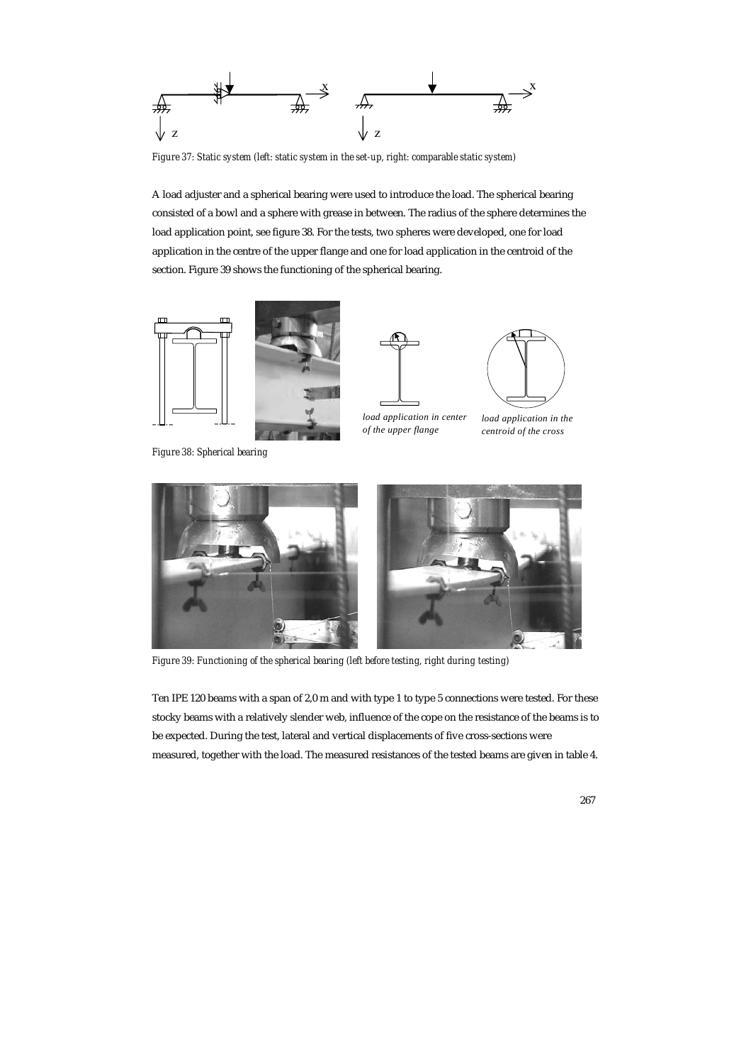*Figure 37: Static system (left: static system in the set-up, right: comparable static system)*

A load adjuster and a spherical bearing were used to introduce the load. The spherical bearing consisted of a bowl and a sphere with grease in between. The radius of the sphere determines the load application point, see figure 38. For the tests, two spheres were developed, one for load application in the centre of the upper flange and one for load application in the centroid of the section. Figure 39 shows the functioning of the spherical bearing.

*load application in center of the upper flange*

*load application in the centroid of the cross*

*Figure 38: Spherical bearing*

*Figure 39: Functioning of the spherical bearing (left before testing, right during testing)*

Ten IPE 120 beams with a span of 2,0 m and with type 1 to type 5 connections were tested. For these stocky beams with a relatively slender web, influence of the cope on the resistance of the beams is to be expected. During the test, lateral and vertical displacements of five cross-sections were measured, together with the load. The measured resistances of the tested beams are given in table 4.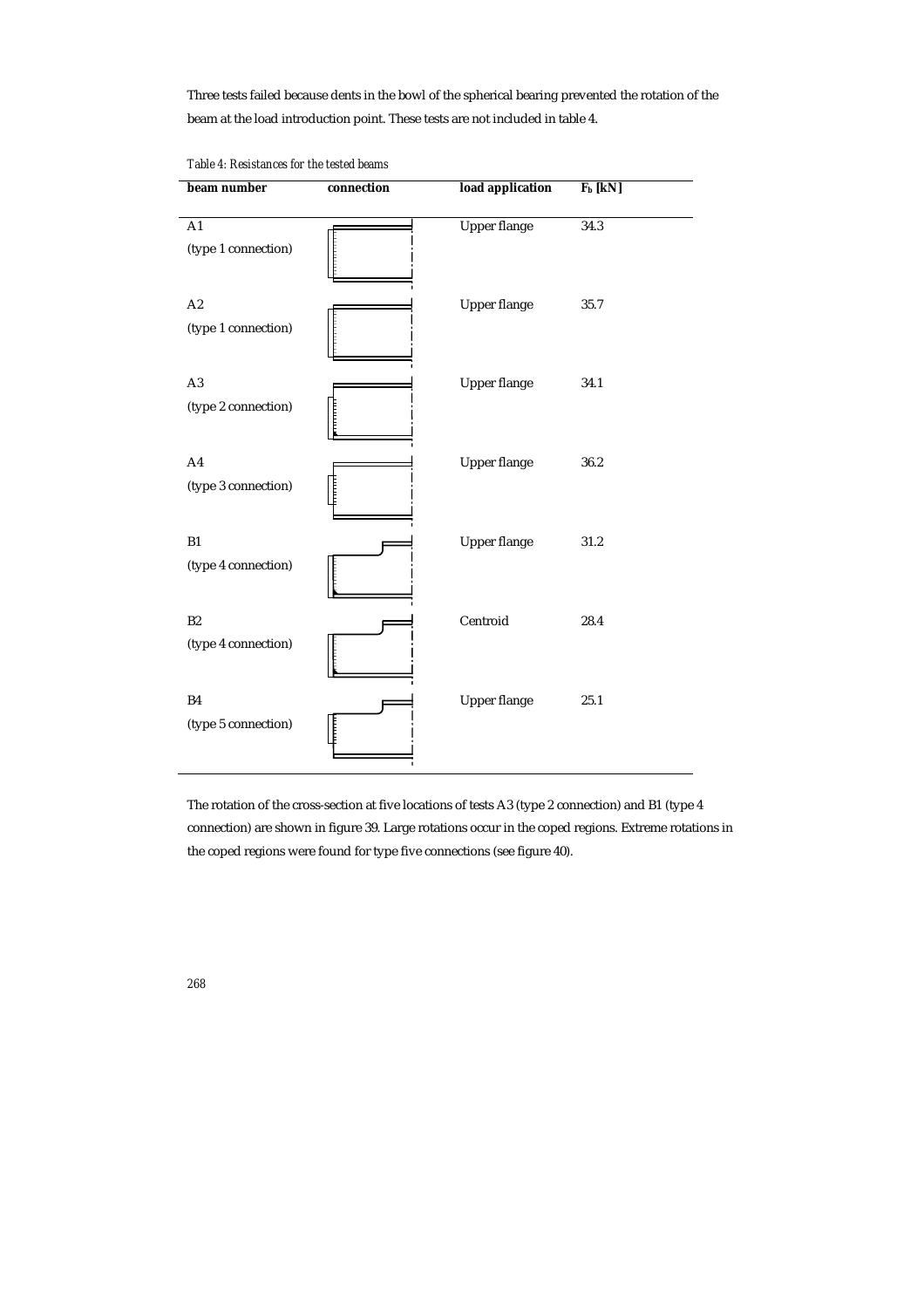Three tests failed because dents in the bowl of the spherical bearing prevented the rotation of the beam at the load introduction point. These tests are not included in table 4.

*Table 4: Resistances for the tested beams*

| beam number | connection | load application | $F_b$ [kN] |
|---|---|---|---|
| A1 (type 1 connection) | | Upper flange | 34.3 |
| A2 (type 1 connection) | | Upper flange | 35.7 |
| A3 (type 2 connection) | | Upper flange | 34.1 |
| A4 (type 3 connection) | | Upper flange | 36.2 |
| B1 (type 4 connection) | | Upper flange | 31.2 |
| B2 (type 4 connection) | | Centroid | 28.4 |
| B4 (type 5 connection) | | Upper flange | 25.1 |

The rotation of the cross-section at five locations of tests A3 (type 2 connection) and B1 (type 4 connection) are shown in figure 39. Large rotations occur in the coped regions. Extreme rotations in the coped regions were found for type five connections (see figure 40).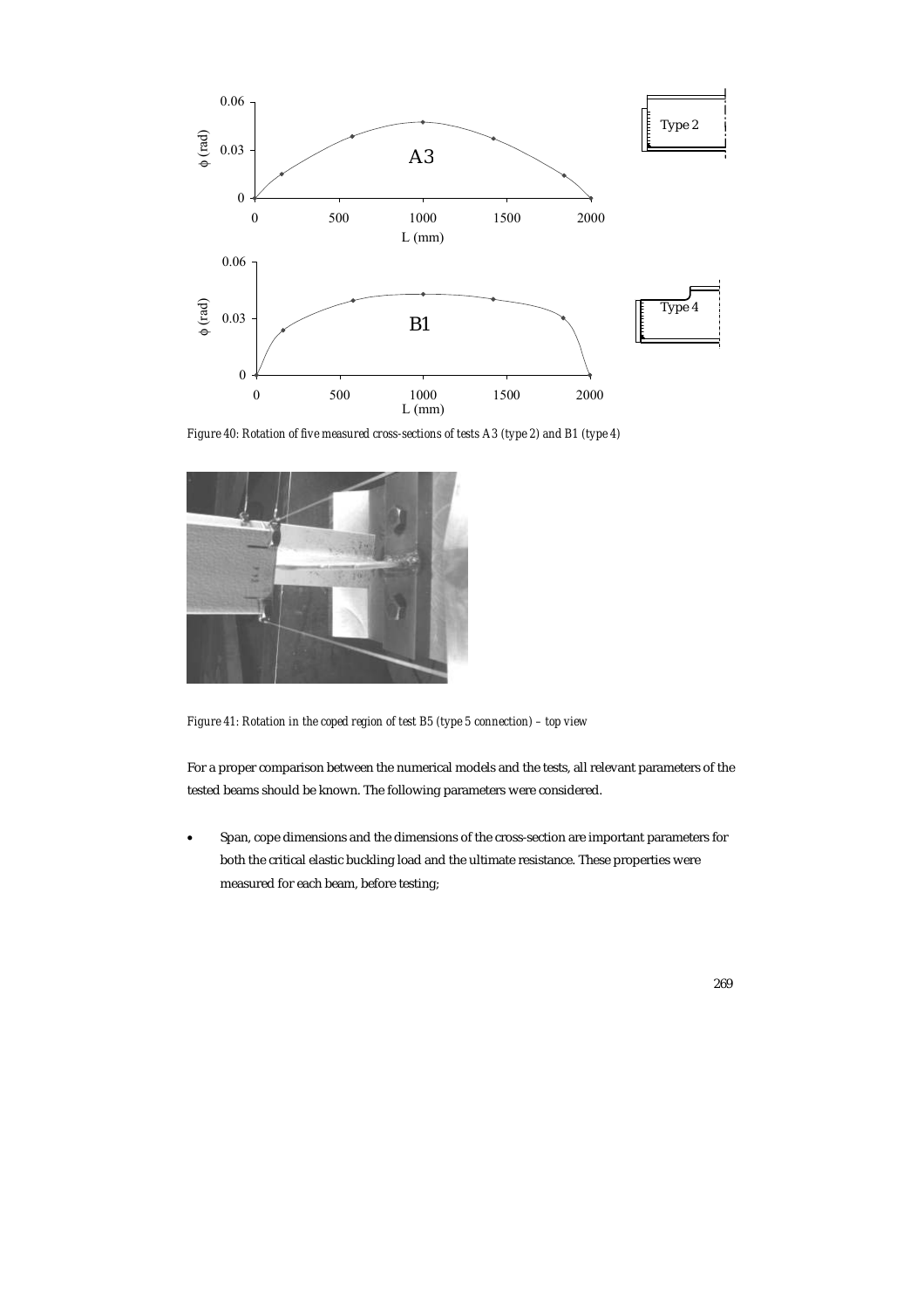*Figure 40: Rotation of five measured cross-sections of tests A3 (type 2) and B1 (type 4)*

*Figure 41: Rotation in the coped region of test B5 (type 5 connection) – top view*

For a proper comparison between the numerical models and the tests, all relevant parameters of the tested beams should be known. The following parameters were considered.

- Span, cope dimensions and the dimensions of the cross-section are important parameters for both the critical elastic buckling load and the ultimate resistance. These properties were measured for each beam, before testing;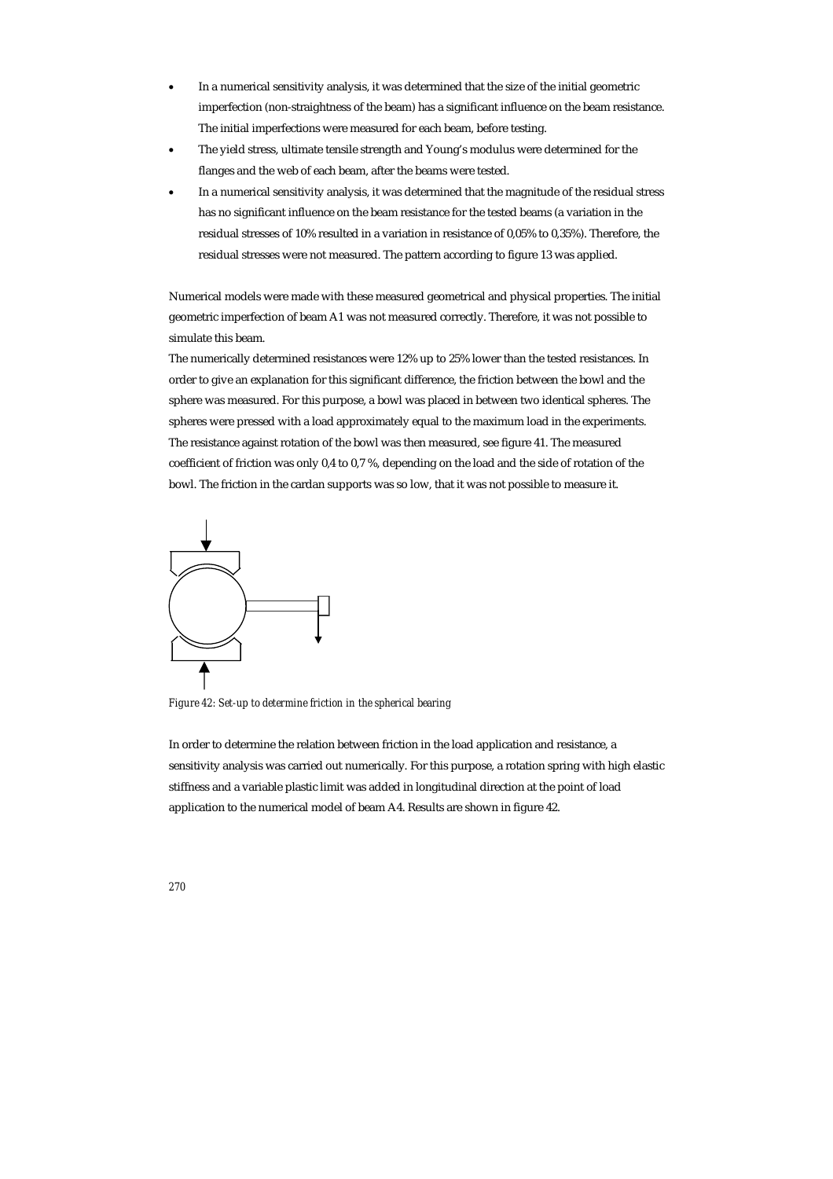- In a numerical sensitivity analysis, it was determined that the size of the initial geometric imperfection (non-straightness of the beam) has a significant influence on the beam resistance. The initial imperfections were measured for each beam, before testing.
- The yield stress, ultimate tensile strength and Young's modulus were determined for the flanges and the web of each beam, after the beams were tested.
- In a numerical sensitivity analysis, it was determined that the magnitude of the residual stress has no significant influence on the beam resistance for the tested beams (a variation in the residual stresses of 10% resulted in a variation in resistance of 0,05% to 0,35%). Therefore, the residual stresses were not measured. The pattern according to figure 13 was applied.

Numerical models were made with these measured geometrical and physical properties. The initial geometric imperfection of beam A1 was not measured correctly. Therefore, it was not possible to simulate this beam.

The numerically determined resistances were 12% up to 25% lower than the tested resistances. In order to give an explanation for this significant difference, the friction between the bowl and the sphere was measured. For this purpose, a bowl was placed in between two identical spheres. The spheres were pressed with a load approximately equal to the maximum load in the experiments. The resistance against rotation of the bowl was then measured, see figure 41. The measured coefficient of friction was only 0,4 to 0,7 %, depending on the load and the side of rotation of the bowl. The friction in the cardan supports was so low, that it was not possible to measure it.

*Figure 42: Set-up to determine friction in the spherical bearing*

In order to determine the relation between friction in the load application and resistance, a sensitivity analysis was carried out numerically. For this purpose, a rotation spring with high elastic stiffness and a variable plastic limit was added in longitudinal direction at the point of load application to the numerical model of beam A4. Results are shown in figure 42.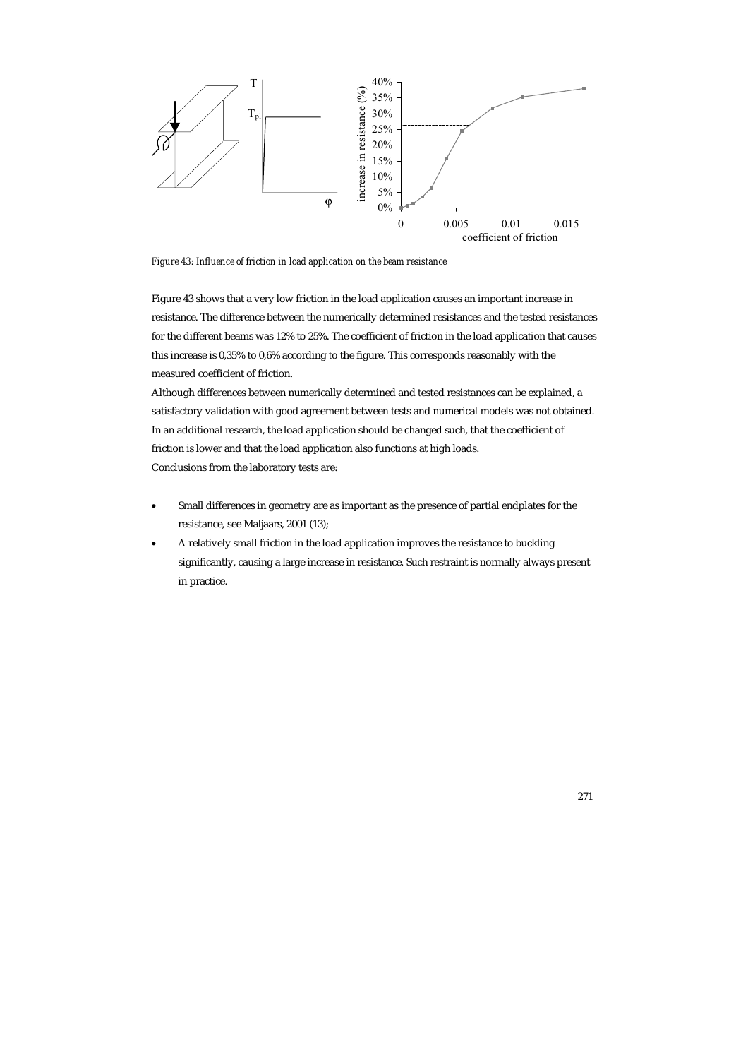T

$T_{pl}$

φ

increase in resistance (%)

40%
35%
30%
25%
20%
15%
10%
5%
0%

0
0.005
0.01
0.015

coefficient of friction

*Figure 43: Influence of friction in load application on the beam resistance*

Figure 43 shows that a very low friction in the load application causes an important increase in resistance. The difference between the numerically determined resistances and the tested resistances for the different beams was 12% to 25%. The coefficient of friction in the load application that causes this increase is 0,35% to 0,6% according to the figure. This corresponds reasonably with the measured coefficient of friction.

Although differences between numerically determined and tested resistances can be explained, a satisfactory validation with good agreement between tests and numerical models was not obtained. In an additional research, the load application should be changed such, that the coefficient of friction is lower and that the load application also functions at high loads.

Conclusions from the laboratory tests are:

- Small differences in geometry are as important as the presence of partial endplates for the resistance, see Maljaars, 2001 (13);
- A relatively small friction in the load application improves the resistance to buckling significantly, causing a large increase in resistance. Such restraint is normally always present in practice.